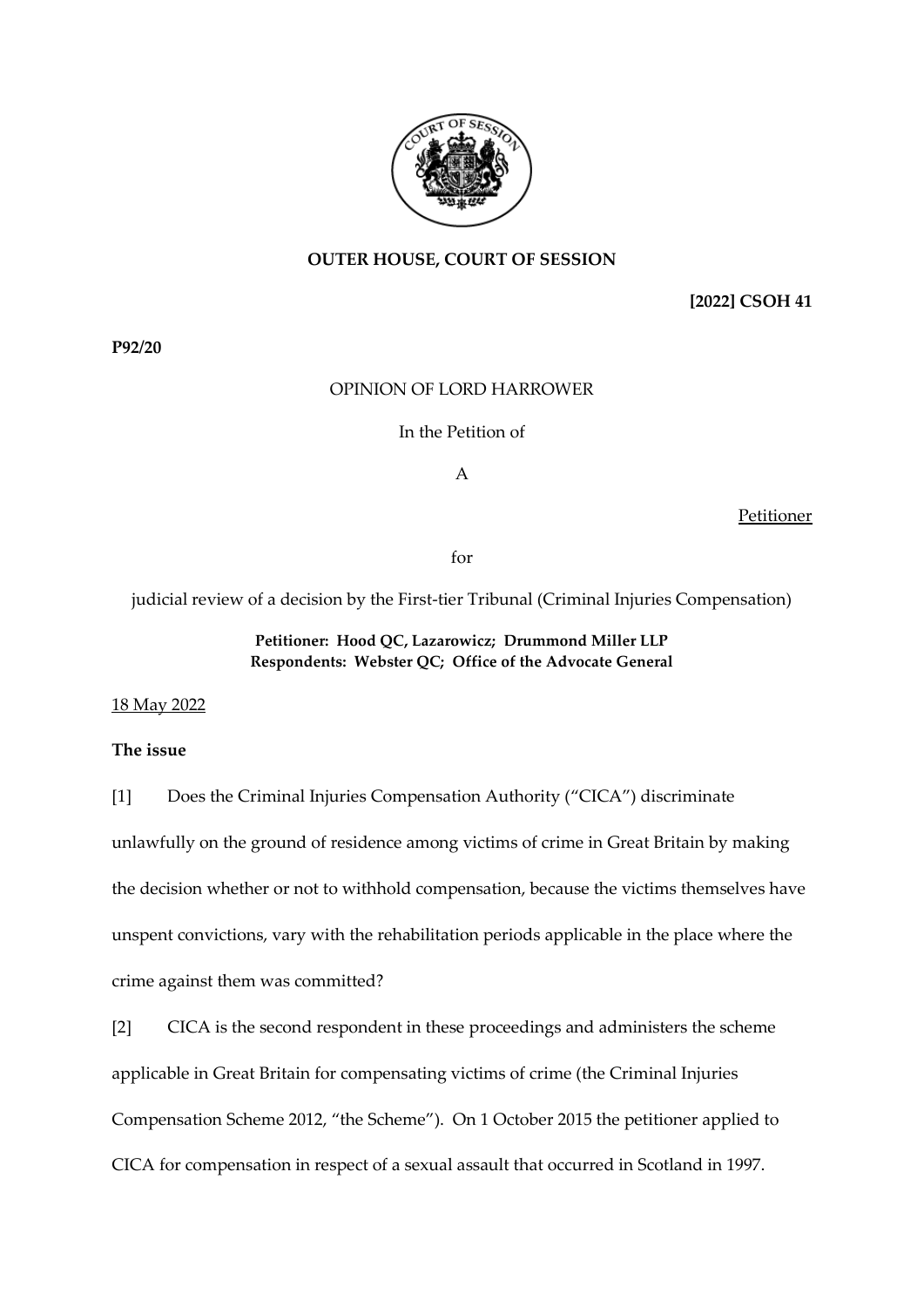**OUTER HOUSE, COURT OF SESSION**

**[2022] CSOH 41**

**P92/20**

OPINION OF LORD HARROWER

In the Petition of

A

Petitioner

for

judicial review of a decision by the First-tier Tribunal (Criminal Injuries Compensation)

**Petitioner: Hood QC, Lazarowicz; Drummond Miller LLP**
**Respondents: Webster QC; Office of the Advocate General**

18 May 2022

**The issue**

[1] Does the Criminal Injuries Compensation Authority ("CICA") discriminate unlawfully on the ground of residence among victims of crime in Great Britain by making the decision whether or not to withhold compensation, because the victims themselves have unspent convictions, vary with the rehabilitation periods applicable in the place where the crime against them was committed?

[2] CICA is the second respondent in these proceedings and administers the scheme applicable in Great Britain for compensating victims of crime (the Criminal Injuries Compensation Scheme 2012, "the Scheme"). On 1 October 2015 the petitioner applied to CICA for compensation in respect of a sexual assault that occurred in Scotland in 1997.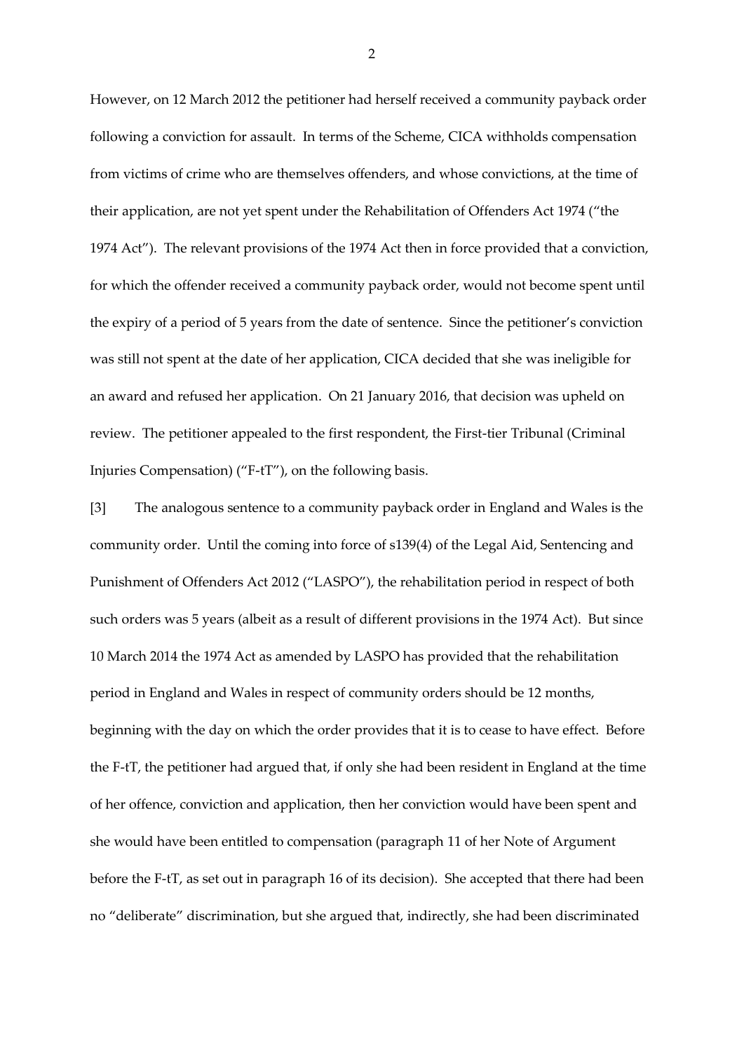However, on 12 March 2012 the petitioner had herself received a community payback order following a conviction for assault. In terms of the Scheme, CICA withholds compensation from victims of crime who are themselves offenders, and whose convictions, at the time of their application, are not yet spent under the Rehabilitation of Offenders Act 1974 ("the 1974 Act"). The relevant provisions of the 1974 Act then in force provided that a conviction, for which the offender received a community payback order, would not become spent until the expiry of a period of 5 years from the date of sentence. Since the petitioner's conviction was still not spent at the date of her application, CICA decided that she was ineligible for an award and refused her application. On 21 January 2016, that decision was upheld on review. The petitioner appealed to the first respondent, the First-tier Tribunal (Criminal Injuries Compensation) ("F-tT"), on the following basis.

[3] The analogous sentence to a community payback order in England and Wales is the community order. Until the coming into force of s139(4) of the Legal Aid, Sentencing and Punishment of Offenders Act 2012 ("LASPO"), the rehabilitation period in respect of both such orders was 5 years (albeit as a result of different provisions in the 1974 Act). But since 10 March 2014 the 1974 Act as amended by LASPO has provided that the rehabilitation period in England and Wales in respect of community orders should be 12 months, beginning with the day on which the order provides that it is to cease to have effect. Before the F-tT, the petitioner had argued that, if only she had been resident in England at the time of her offence, conviction and application, then her conviction would have been spent and she would have been entitled to compensation (paragraph 11 of her Note of Argument before the F-tT, as set out in paragraph 16 of its decision). She accepted that there had been no "deliberate" discrimination, but she argued that, indirectly, she had been discriminated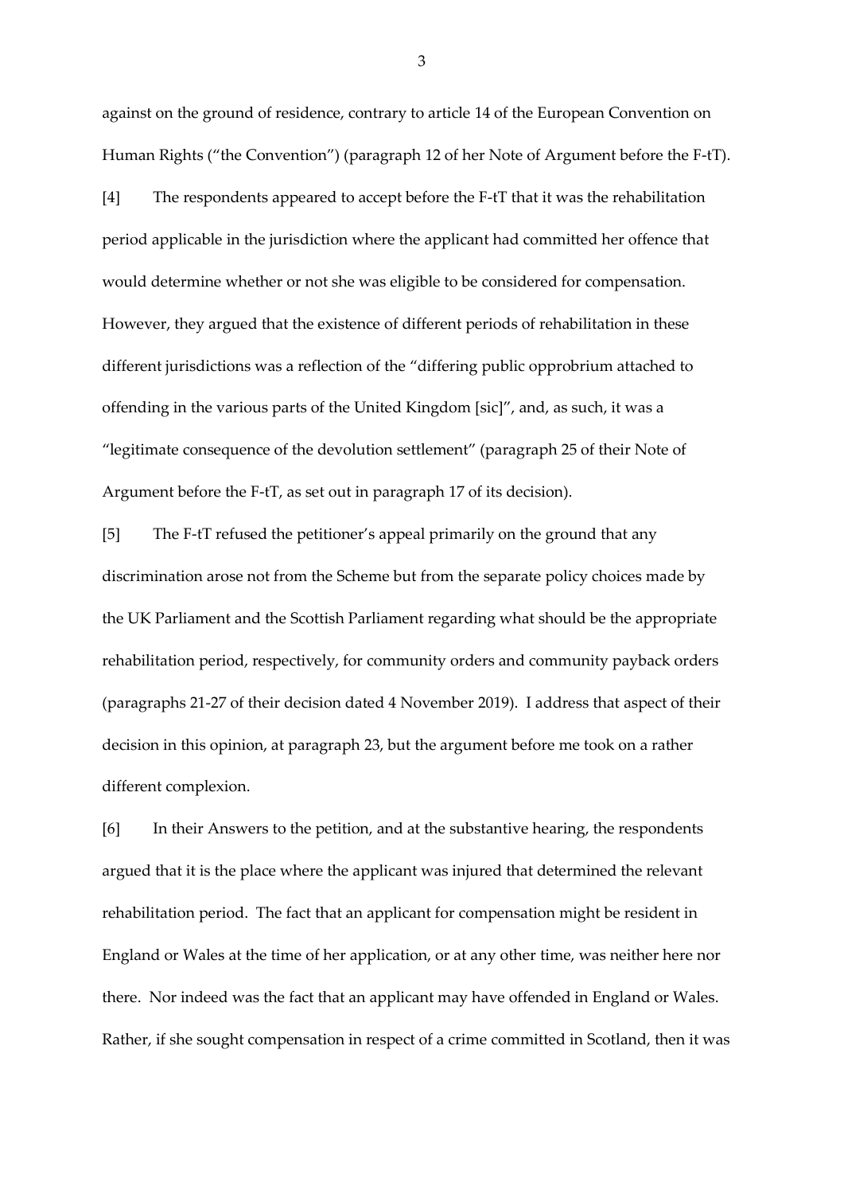against on the ground of residence, contrary to article 14 of the European Convention on Human Rights ("the Convention") (paragraph 12 of her Note of Argument before the F-tT).

[4] The respondents appeared to accept before the F-tT that it was the rehabilitation period applicable in the jurisdiction where the applicant had committed her offence that would determine whether or not she was eligible to be considered for compensation. However, they argued that the existence of different periods of rehabilitation in these different jurisdictions was a reflection of the "differing public opprobrium attached to offending in the various parts of the United Kingdom [sic]", and, as such, it was a "legitimate consequence of the devolution settlement" (paragraph 25 of their Note of Argument before the F-tT, as set out in paragraph 17 of its decision).

[5] The F-tT refused the petitioner's appeal primarily on the ground that any discrimination arose not from the Scheme but from the separate policy choices made by the UK Parliament and the Scottish Parliament regarding what should be the appropriate rehabilitation period, respectively, for community orders and community payback orders (paragraphs 21-27 of their decision dated 4 November 2019). I address that aspect of their decision in this opinion, at paragraph 23, but the argument before me took on a rather different complexion.

[6] In their Answers to the petition, and at the substantive hearing, the respondents argued that it is the place where the applicant was injured that determined the relevant rehabilitation period. The fact that an applicant for compensation might be resident in England or Wales at the time of her application, or at any other time, was neither here nor there. Nor indeed was the fact that an applicant may have offended in England or Wales. Rather, if she sought compensation in respect of a crime committed in Scotland, then it was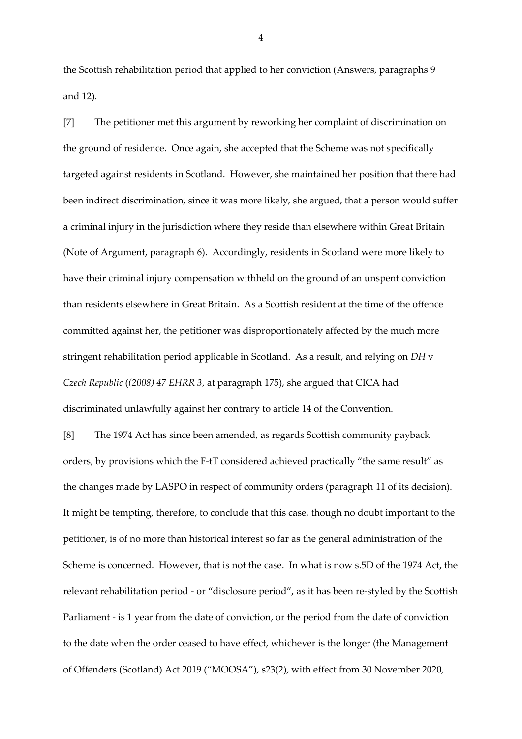the Scottish rehabilitation period that applied to her conviction (Answers, paragraphs 9 and 12).

[7] The petitioner met this argument by reworking her complaint of discrimination on the ground of residence. Once again, she accepted that the Scheme was not specifically targeted against residents in Scotland. However, she maintained her position that there had been indirect discrimination, since it was more likely, she argued, that a person would suffer a criminal injury in the jurisdiction where they reside than elsewhere within Great Britain (Note of Argument, paragraph 6). Accordingly, residents in Scotland were more likely to have their criminal injury compensation withheld on the ground of an unspent conviction than residents elsewhere in Great Britain. As a Scottish resident at the time of the offence committed against her, the petitioner was disproportionately affected by the much more stringent rehabilitation period applicable in Scotland. As a result, and relying on *DH* v *Czech Republic* (*(2008) 47 EHRR 3*, at paragraph 175), she argued that CICA had discriminated unlawfully against her contrary to article 14 of the Convention.

[8] The 1974 Act has since been amended, as regards Scottish community payback orders, by provisions which the F-tT considered achieved practically "the same result" as the changes made by LASPO in respect of community orders (paragraph 11 of its decision). It might be tempting, therefore, to conclude that this case, though no doubt important to the petitioner, is of no more than historical interest so far as the general administration of the Scheme is concerned. However, that is not the case. In what is now s.5D of the 1974 Act, the relevant rehabilitation period - or "disclosure period", as it has been re-styled by the Scottish Parliament - is 1 year from the date of conviction, or the period from the date of conviction to the date when the order ceased to have effect, whichever is the longer (the Management of Offenders (Scotland) Act 2019 ("MOOSA"), s23(2), with effect from 30 November 2020,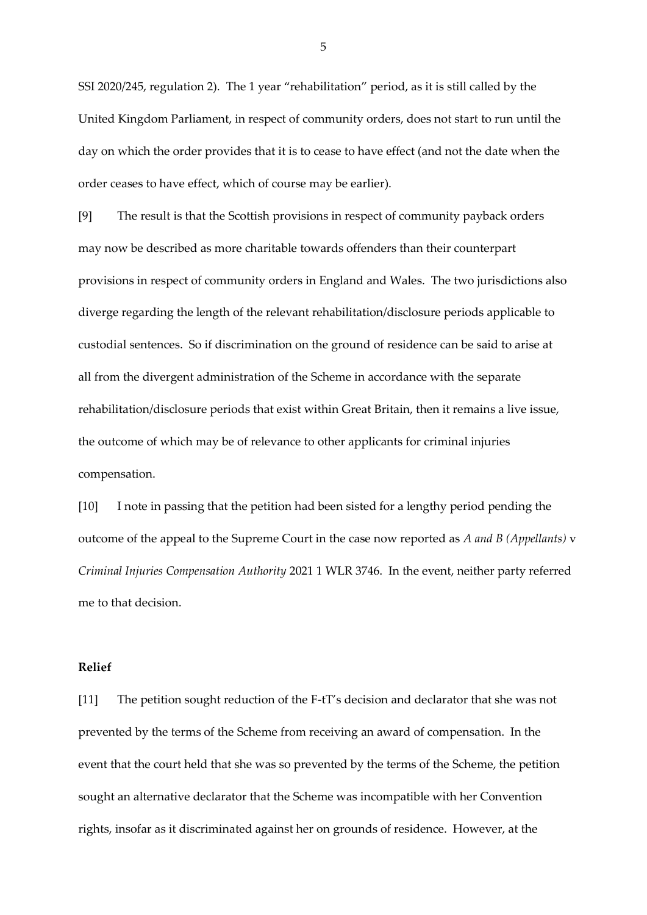SSI 2020/245, regulation 2). The 1 year "rehabilitation" period, as it is still called by the United Kingdom Parliament, in respect of community orders, does not start to run until the day on which the order provides that it is to cease to have effect (and not the date when the order ceases to have effect, which of course may be earlier).

[9] The result is that the Scottish provisions in respect of community payback orders may now be described as more charitable towards offenders than their counterpart provisions in respect of community orders in England and Wales. The two jurisdictions also diverge regarding the length of the relevant rehabilitation/disclosure periods applicable to custodial sentences. So if discrimination on the ground of residence can be said to arise at all from the divergent administration of the Scheme in accordance with the separate rehabilitation/disclosure periods that exist within Great Britain, then it remains a live issue, the outcome of which may be of relevance to other applicants for criminal injuries compensation.

[10] I note in passing that the petition had been sisted for a lengthy period pending the outcome of the appeal to the Supreme Court in the case now reported as *A and B (Appellants)* v *Criminal Injuries Compensation Authority* 2021 1 WLR 3746. In the event, neither party referred me to that decision.

## Relief

[11] The petition sought reduction of the F-tT's decision and declarator that she was not prevented by the terms of the Scheme from receiving an award of compensation. In the event that the court held that she was so prevented by the terms of the Scheme, the petition sought an alternative declarator that the Scheme was incompatible with her Convention rights, insofar as it discriminated against her on grounds of residence. However, at the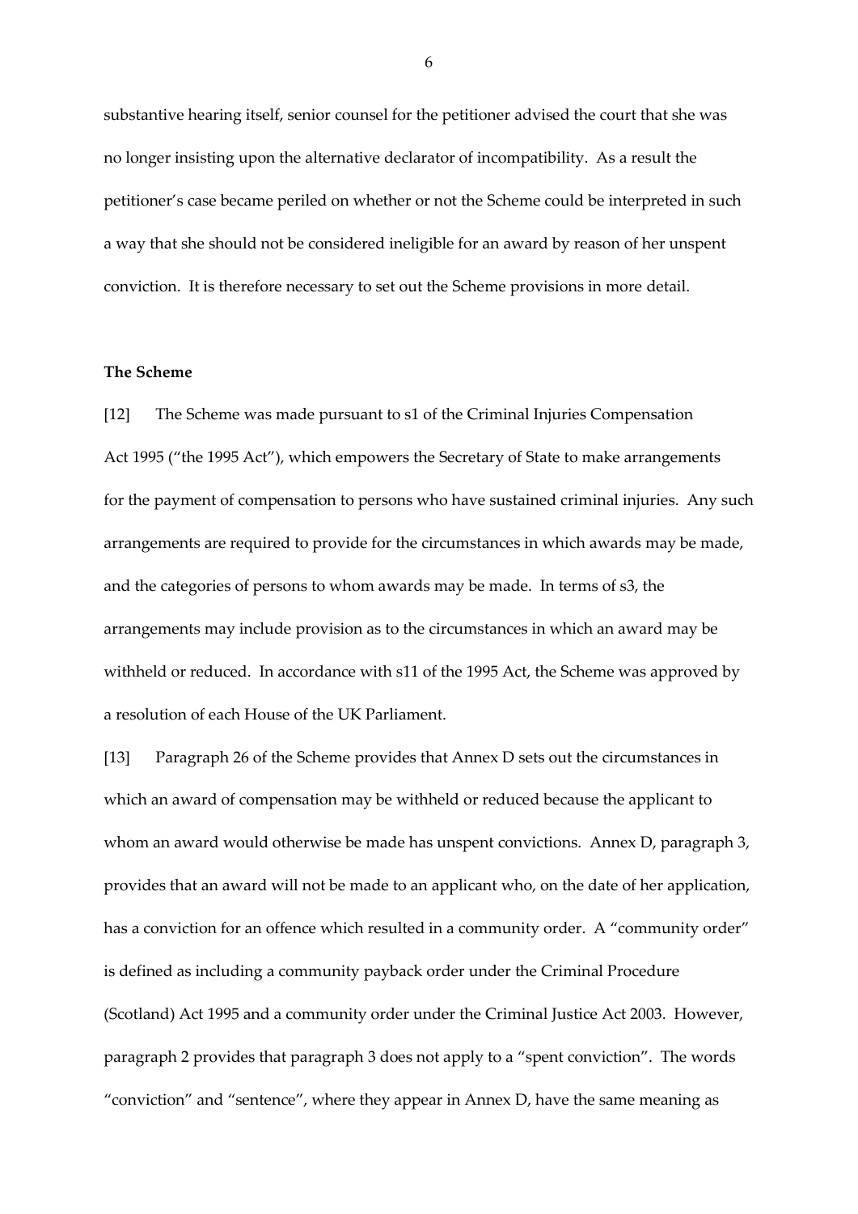substantive hearing itself, senior counsel for the petitioner advised the court that she was no longer insisting upon the alternative declarator of incompatibility. As a result the petitioner's case became periled on whether or not the Scheme could be interpreted in such a way that she should not be considered ineligible for an award by reason of her unspent conviction. It is therefore necessary to set out the Scheme provisions in more detail.

**The Scheme**

[12] The Scheme was made pursuant to s1 of the Criminal Injuries Compensation Act 1995 ("the 1995 Act"), which empowers the Secretary of State to make arrangements for the payment of compensation to persons who have sustained criminal injuries. Any such arrangements are required to provide for the circumstances in which awards may be made, and the categories of persons to whom awards may be made. In terms of s3, the arrangements may include provision as to the circumstances in which an award may be withheld or reduced. In accordance with s11 of the 1995 Act, the Scheme was approved by a resolution of each House of the UK Parliament.

[13] Paragraph 26 of the Scheme provides that Annex D sets out the circumstances in which an award of compensation may be withheld or reduced because the applicant to whom an award would otherwise be made has unspent convictions. Annex D, paragraph 3, provides that an award will not be made to an applicant who, on the date of her application, has a conviction for an offence which resulted in a community order. A "community order" is defined as including a community payback order under the Criminal Procedure (Scotland) Act 1995 and a community order under the Criminal Justice Act 2003. However, paragraph 2 provides that paragraph 3 does not apply to a "spent conviction". The words "conviction" and "sentence", where they appear in Annex D, have the same meaning as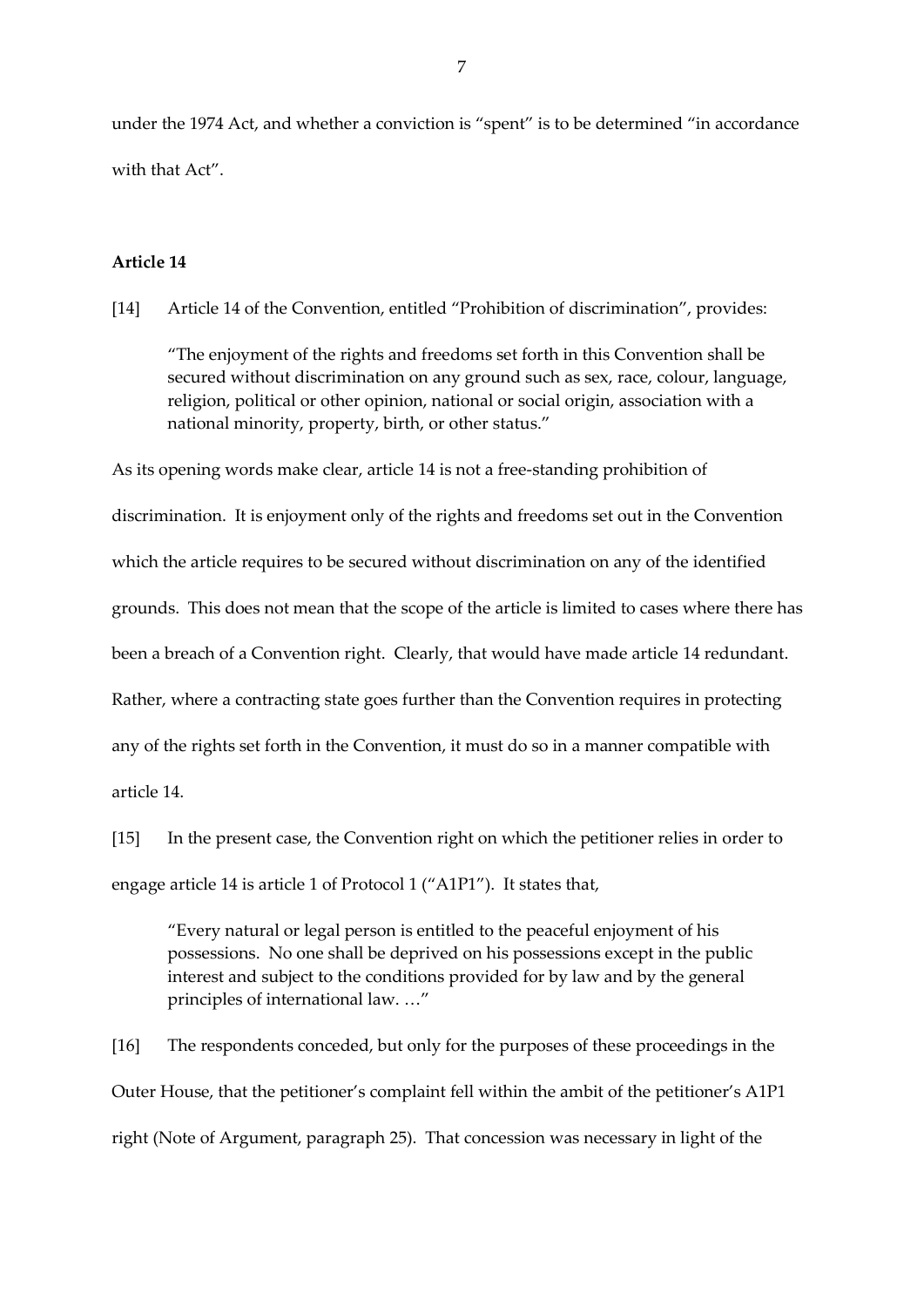under the 1974 Act, and whether a conviction is "spent" is to be determined "in accordance with that Act".

**Article 14**

[14] Article 14 of the Convention, entitled "Prohibition of discrimination", provides:

> "The enjoyment of the rights and freedoms set forth in this Convention shall be secured without discrimination on any ground such as sex, race, colour, language, religion, political or other opinion, national or social origin, association with a national minority, property, birth, or other status."

As its opening words make clear, article 14 is not a free-standing prohibition of discrimination. It is enjoyment only of the rights and freedoms set out in the Convention which the article requires to be secured without discrimination on any of the identified grounds. This does not mean that the scope of the article is limited to cases where there has been a breach of a Convention right. Clearly, that would have made article 14 redundant. Rather, where a contracting state goes further than the Convention requires in protecting any of the rights set forth in the Convention, it must do so in a manner compatible with article 14.

[15] In the present case, the Convention right on which the petitioner relies in order to engage article 14 is article 1 of Protocol 1 ("A1P1"). It states that,

> "Every natural or legal person is entitled to the peaceful enjoyment of his possessions. No one shall be deprived on his possessions except in the public interest and subject to the conditions provided for by law and by the general principles of international law. …"

[16] The respondents conceded, but only for the purposes of these proceedings in the Outer House, that the petitioner's complaint fell within the ambit of the petitioner's A1P1 right (Note of Argument, paragraph 25). That concession was necessary in light of the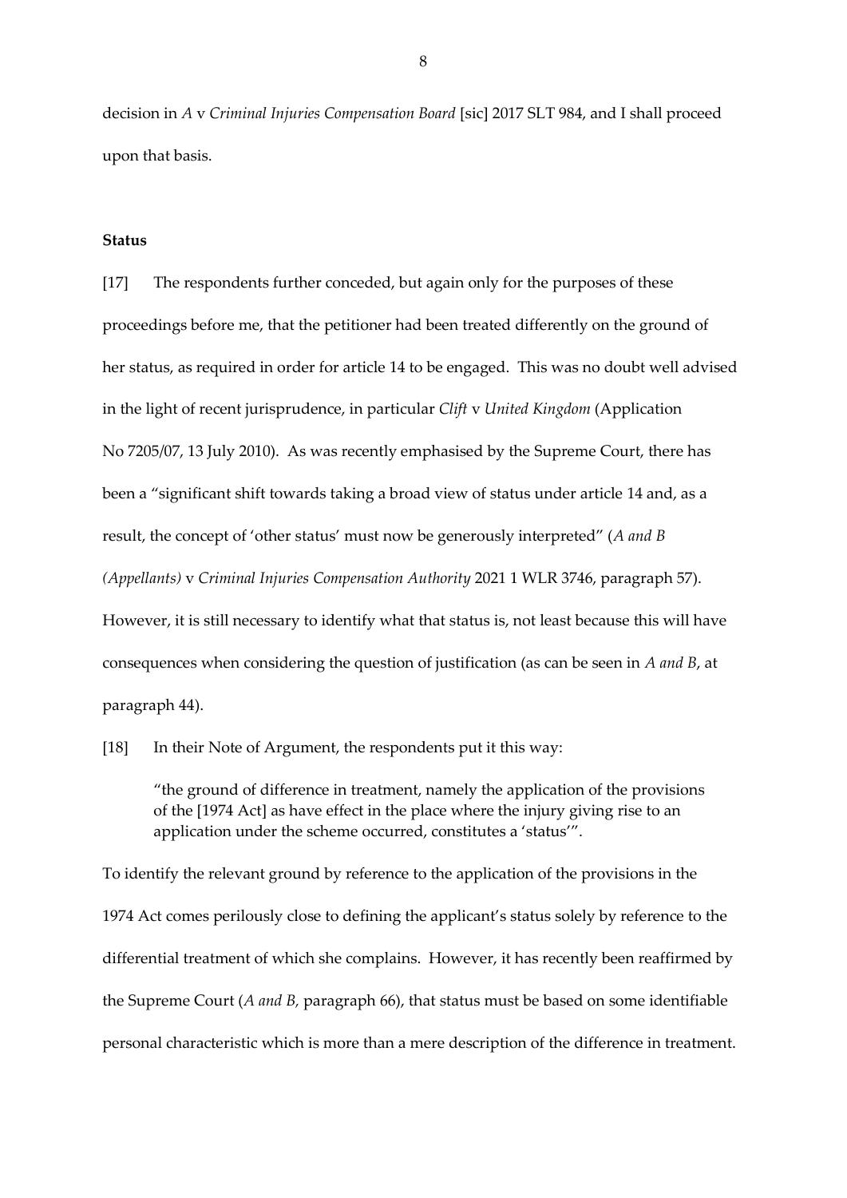decision in *A* v *Criminal Injuries Compensation Board* [sic] 2017 SLT 984, and I shall proceed upon that basis.

**Status**

[17] The respondents further conceded, but again only for the purposes of these proceedings before me, that the petitioner had been treated differently on the ground of her status, as required in order for article 14 to be engaged. This was no doubt well advised in the light of recent jurisprudence, in particular *Clift* v *United Kingdom* (Application No 7205/07, 13 July 2010). As was recently emphasised by the Supreme Court, there has been a "significant shift towards taking a broad view of status under article 14 and, as a result, the concept of 'other status' must now be generously interpreted" (*A and B (Appellants)* v *Criminal Injuries Compensation Authority* 2021 1 WLR 3746, paragraph 57). However, it is still necessary to identify what that status is, not least because this will have consequences when considering the question of justification (as can be seen in *A and B*, at paragraph 44).

[18] In their Note of Argument, the respondents put it this way:

> "the ground of difference in treatment, namely the application of the provisions of the [1974 Act] as have effect in the place where the injury giving rise to an application under the scheme occurred, constitutes a 'status'".

To identify the relevant ground by reference to the application of the provisions in the 1974 Act comes perilously close to defining the applicant's status solely by reference to the differential treatment of which she complains. However, it has recently been reaffirmed by the Supreme Court (*A and B,* paragraph 66), that status must be based on some identifiable personal characteristic which is more than a mere description of the difference in treatment.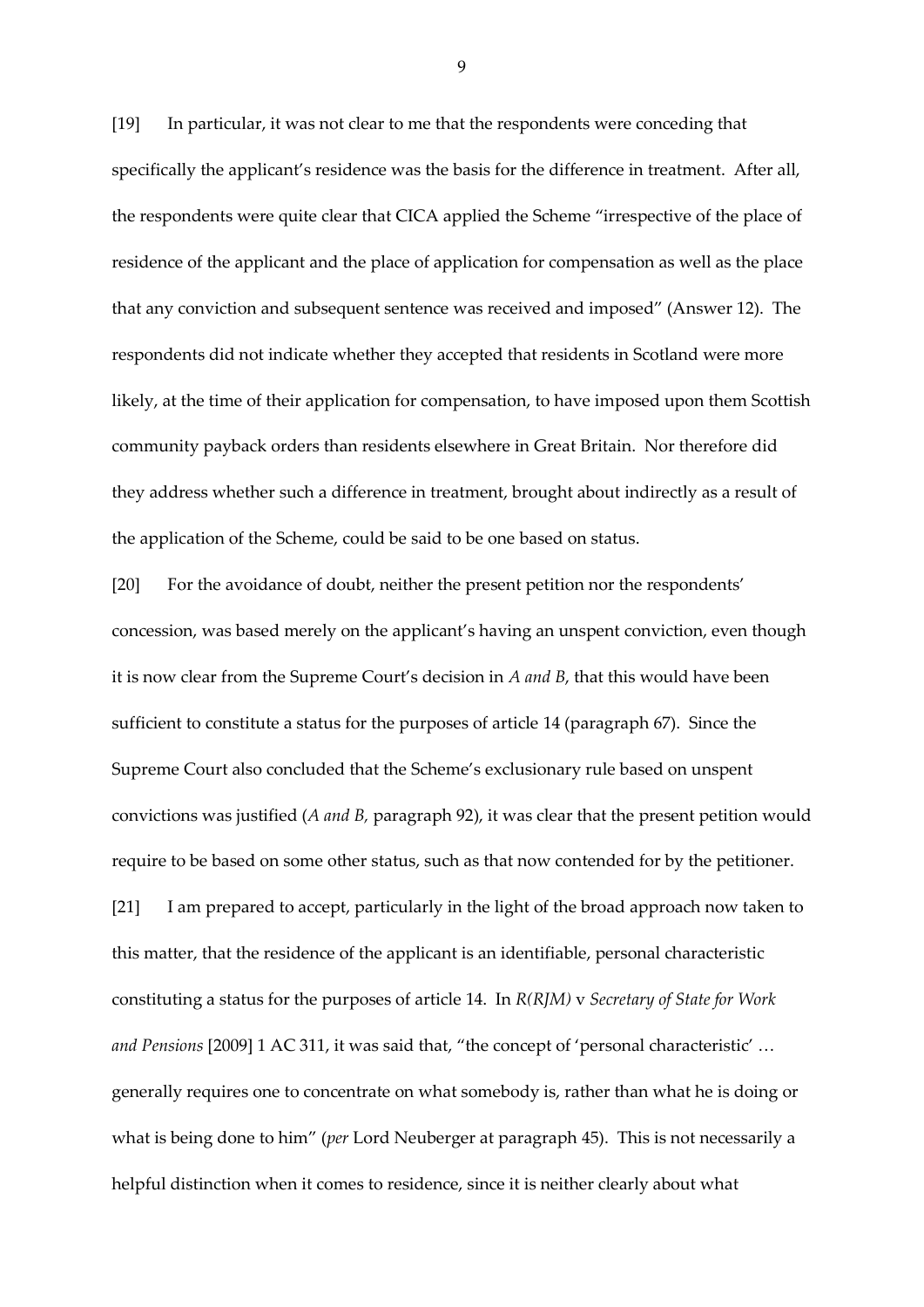[19] In particular, it was not clear to me that the respondents were conceding that specifically the applicant's residence was the basis for the difference in treatment. After all, the respondents were quite clear that CICA applied the Scheme "irrespective of the place of residence of the applicant and the place of application for compensation as well as the place that any conviction and subsequent sentence was received and imposed" (Answer 12). The respondents did not indicate whether they accepted that residents in Scotland were more likely, at the time of their application for compensation, to have imposed upon them Scottish community payback orders than residents elsewhere in Great Britain. Nor therefore did they address whether such a difference in treatment, brought about indirectly as a result of the application of the Scheme, could be said to be one based on status.

[20] For the avoidance of doubt, neither the present petition nor the respondents' concession, was based merely on the applicant's having an unspent conviction, even though it is now clear from the Supreme Court's decision in *A and B*, that this would have been sufficient to constitute a status for the purposes of article 14 (paragraph 67). Since the Supreme Court also concluded that the Scheme's exclusionary rule based on unspent convictions was justified (*A and B,* paragraph 92), it was clear that the present petition would require to be based on some other status, such as that now contended for by the petitioner.

[21] I am prepared to accept, particularly in the light of the broad approach now taken to this matter, that the residence of the applicant is an identifiable, personal characteristic constituting a status for the purposes of article 14. In *R(RJM)* v *Secretary of State for Work and Pensions* [2009] 1 AC 311, it was said that, "the concept of 'personal characteristic' … generally requires one to concentrate on what somebody is, rather than what he is doing or what is being done to him" (*per* Lord Neuberger at paragraph 45). This is not necessarily a helpful distinction when it comes to residence, since it is neither clearly about what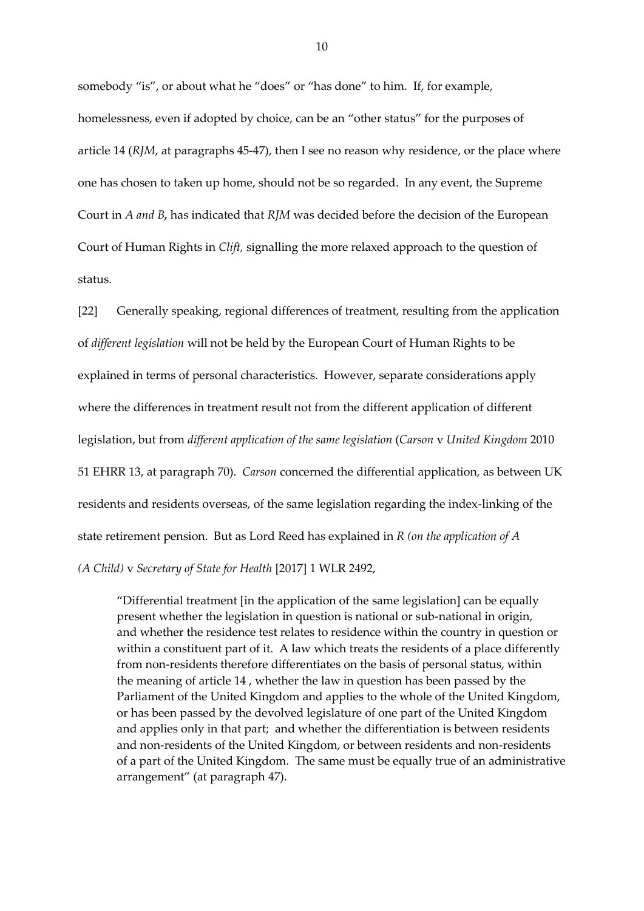somebody "is", or about what he "does" or "has done" to him. If, for example, homelessness, even if adopted by choice, can be an "other status" for the purposes of article 14 (*RJM*, at paragraphs 45-47), then I see no reason why residence, or the place where one has chosen to taken up home, should not be so regarded. In any event, the Supreme Court in *A and B***,** has indicated that *RJM* was decided before the decision of the European Court of Human Rights in *Clift,* signalling the more relaxed approach to the question of status.

[22] Generally speaking, regional differences of treatment, resulting from the application of *different legislation* will not be held by the European Court of Human Rights to be explained in terms of personal characteristics. However, separate considerations apply where the differences in treatment result not from the different application of different legislation, but from *different application of the same legislation* (*Carson* v *United Kingdom* 2010 51 EHRR 13, at paragraph 70). *Carson* concerned the differential application, as between UK residents and residents overseas, of the same legislation regarding the index-linking of the state retirement pension. But as Lord Reed has explained in *R (on the application of A (A Child)* v *Secretary of State for Health* [2017] 1 WLR 2492,

> "Differential treatment [in the application of the same legislation] can be equally present whether the legislation in question is national or sub-national in origin, and whether the residence test relates to residence within the country in question or within a constituent part of it. A law which treats the residents of a place differently from non-residents therefore differentiates on the basis of personal status, within the meaning of article 14 , whether the law in question has been passed by the Parliament of the United Kingdom and applies to the whole of the United Kingdom, or has been passed by the devolved legislature of one part of the United Kingdom and applies only in that part; and whether the differentiation is between residents and non-residents of the United Kingdom, or between residents and non-residents of a part of the United Kingdom. The same must be equally true of an administrative arrangement" (at paragraph 47).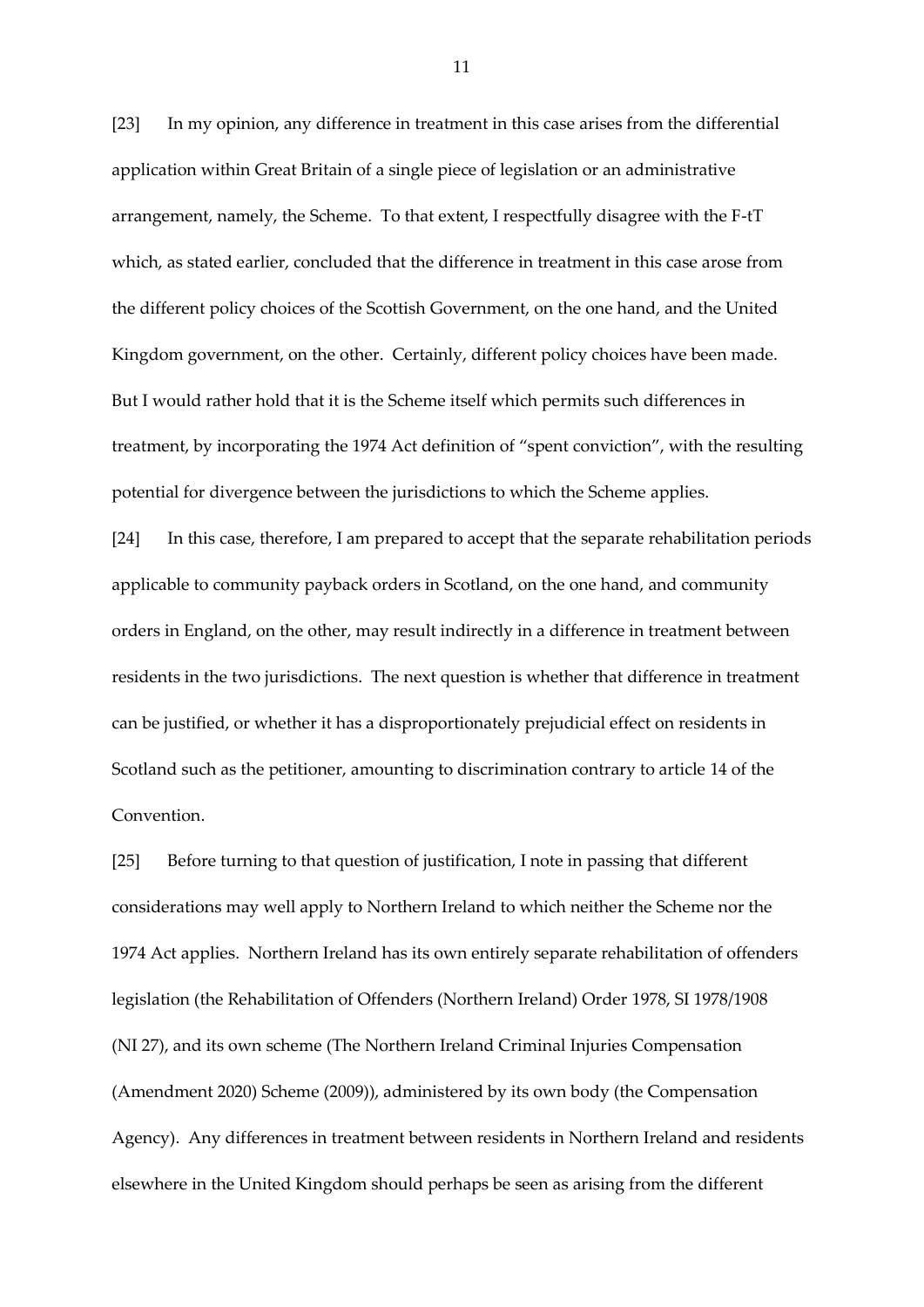[23] In my opinion, any difference in treatment in this case arises from the differential application within Great Britain of a single piece of legislation or an administrative arrangement, namely, the Scheme. To that extent, I respectfully disagree with the F-tT which, as stated earlier, concluded that the difference in treatment in this case arose from the different policy choices of the Scottish Government, on the one hand, and the United Kingdom government, on the other. Certainly, different policy choices have been made. But I would rather hold that it is the Scheme itself which permits such differences in treatment, by incorporating the 1974 Act definition of "spent conviction", with the resulting potential for divergence between the jurisdictions to which the Scheme applies.

[24] In this case, therefore, I am prepared to accept that the separate rehabilitation periods applicable to community payback orders in Scotland, on the one hand, and community orders in England, on the other, may result indirectly in a difference in treatment between residents in the two jurisdictions. The next question is whether that difference in treatment can be justified, or whether it has a disproportionately prejudicial effect on residents in Scotland such as the petitioner, amounting to discrimination contrary to article 14 of the Convention.

[25] Before turning to that question of justification, I note in passing that different considerations may well apply to Northern Ireland to which neither the Scheme nor the 1974 Act applies. Northern Ireland has its own entirely separate rehabilitation of offenders legislation (the Rehabilitation of Offenders (Northern Ireland) Order 1978, SI 1978/1908 (NI 27), and its own scheme (The Northern Ireland Criminal Injuries Compensation (Amendment 2020) Scheme (2009)), administered by its own body (the Compensation Agency). Any differences in treatment between residents in Northern Ireland and residents elsewhere in the United Kingdom should perhaps be seen as arising from the different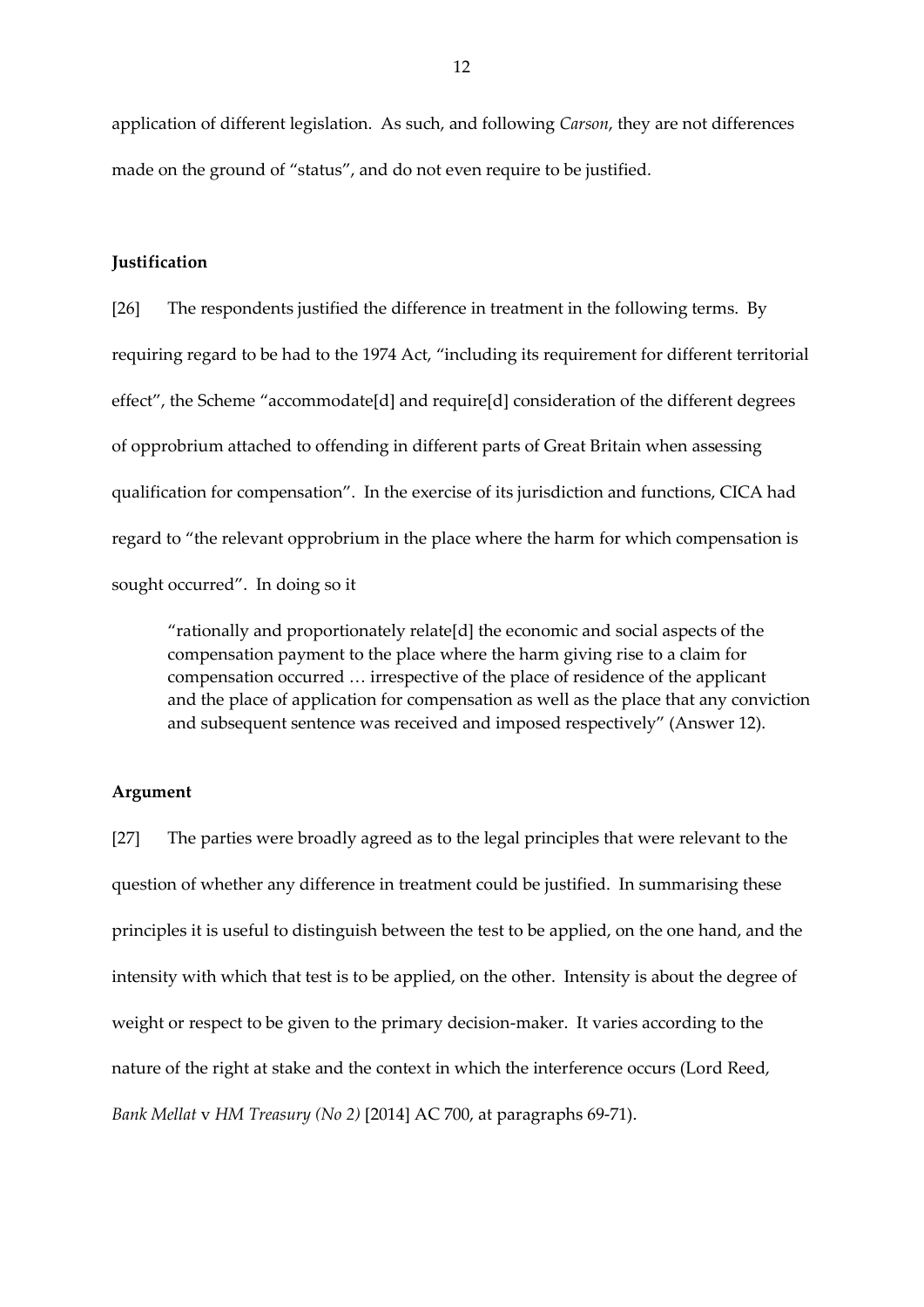application of different legislation. As such, and following *Carson*, they are not differences made on the ground of "status", and do not even require to be justified.

**Justification**

[26] The respondents justified the difference in treatment in the following terms. By requiring regard to be had to the 1974 Act, "including its requirement for different territorial effect", the Scheme "accommodate[d] and require[d] consideration of the different degrees of opprobrium attached to offending in different parts of Great Britain when assessing qualification for compensation". In the exercise of its jurisdiction and functions, CICA had regard to "the relevant opprobrium in the place where the harm for which compensation is sought occurred". In doing so it

> "rationally and proportionately relate[d] the economic and social aspects of the compensation payment to the place where the harm giving rise to a claim for compensation occurred … irrespective of the place of residence of the applicant and the place of application for compensation as well as the place that any conviction and subsequent sentence was received and imposed respectively" (Answer 12).

**Argument**

[27] The parties were broadly agreed as to the legal principles that were relevant to the question of whether any difference in treatment could be justified. In summarising these principles it is useful to distinguish between the test to be applied, on the one hand, and the intensity with which that test is to be applied, on the other. Intensity is about the degree of weight or respect to be given to the primary decision-maker. It varies according to the nature of the right at stake and the context in which the interference occurs (Lord Reed, *Bank Mellat* v *HM Treasury (No 2)* [2014] AC 700, at paragraphs 69-71).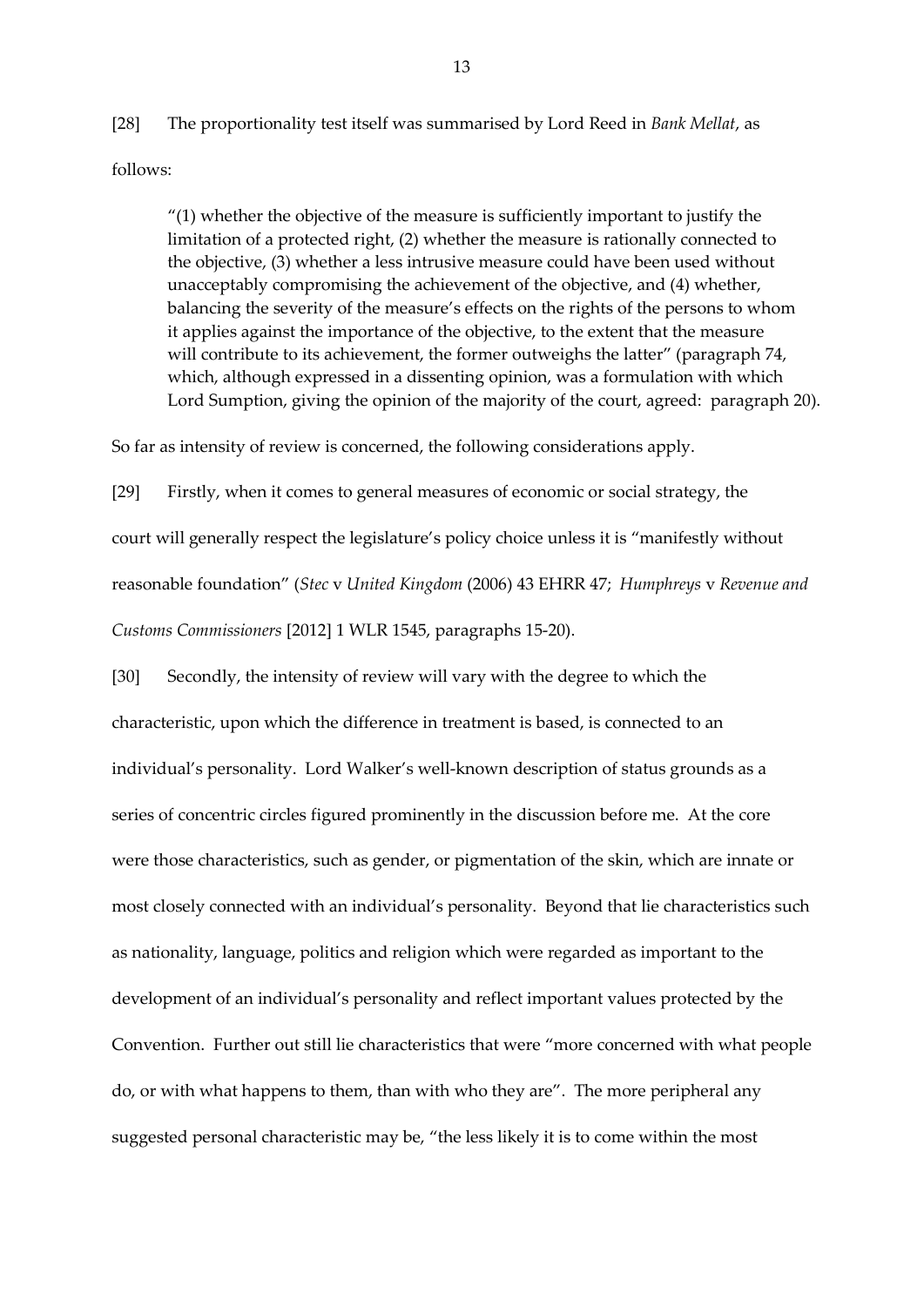[28] The proportionality test itself was summarised by Lord Reed in *Bank Mellat*, as follows:

> "(1) whether the objective of the measure is sufficiently important to justify the limitation of a protected right, (2) whether the measure is rationally connected to the objective, (3) whether a less intrusive measure could have been used without unacceptably compromising the achievement of the objective, and (4) whether, balancing the severity of the measure's effects on the rights of the persons to whom it applies against the importance of the objective, to the extent that the measure will contribute to its achievement, the former outweighs the latter" (paragraph 74, which, although expressed in a dissenting opinion, was a formulation with which Lord Sumption, giving the opinion of the majority of the court, agreed: paragraph 20).

So far as intensity of review is concerned, the following considerations apply.

[29] Firstly, when it comes to general measures of economic or social strategy, the court will generally respect the legislature's policy choice unless it is "manifestly without reasonable foundation" (*Stec* v *United Kingdom* (2006) 43 EHRR 47; *Humphreys* v *Revenue and Customs Commissioners* [2012] 1 WLR 1545, paragraphs 15-20).

[30] Secondly, the intensity of review will vary with the degree to which the characteristic, upon which the difference in treatment is based, is connected to an individual's personality. Lord Walker's well-known description of status grounds as a series of concentric circles figured prominently in the discussion before me. At the core were those characteristics, such as gender, or pigmentation of the skin, which are innate or most closely connected with an individual's personality. Beyond that lie characteristics such as nationality, language, politics and religion which were regarded as important to the development of an individual's personality and reflect important values protected by the Convention. Further out still lie characteristics that were "more concerned with what people do, or with what happens to them, than with who they are". The more peripheral any suggested personal characteristic may be, "the less likely it is to come within the most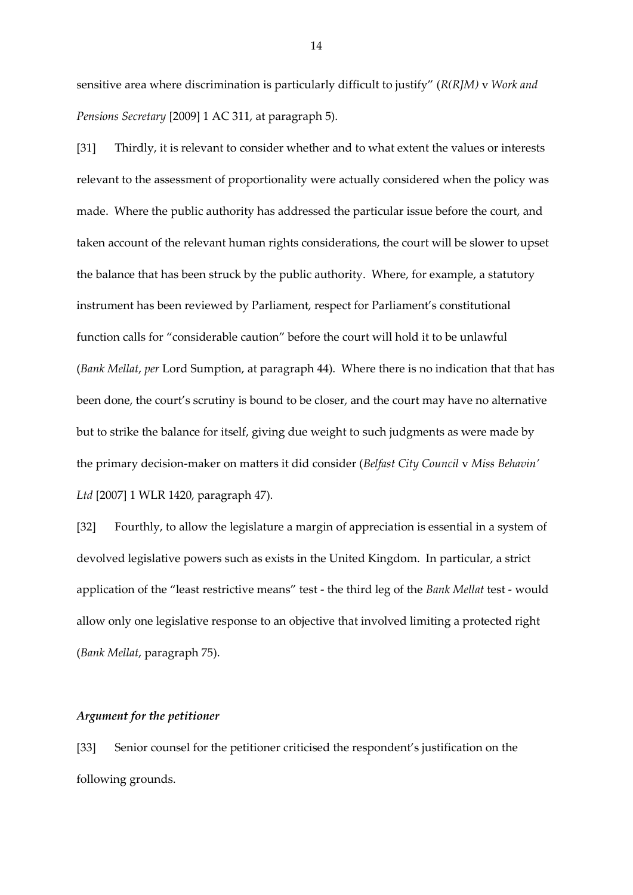sensitive area where discrimination is particularly difficult to justify" (*R(RJM)* v *Work and Pensions Secretary* [2009] 1 AC 311, at paragraph 5).

[31] Thirdly, it is relevant to consider whether and to what extent the values or interests relevant to the assessment of proportionality were actually considered when the policy was made. Where the public authority has addressed the particular issue before the court, and taken account of the relevant human rights considerations, the court will be slower to upset the balance that has been struck by the public authority. Where, for example, a statutory instrument has been reviewed by Parliament, respect for Parliament's constitutional function calls for "considerable caution" before the court will hold it to be unlawful (*Bank Mellat*, *per* Lord Sumption, at paragraph 44). Where there is no indication that that has been done, the court's scrutiny is bound to be closer, and the court may have no alternative but to strike the balance for itself, giving due weight to such judgments as were made by the primary decision-maker on matters it did consider (*Belfast City Council* v *Miss Behavin' Ltd* [2007] 1 WLR 1420, paragraph 47).

[32] Fourthly, to allow the legislature a margin of appreciation is essential in a system of devolved legislative powers such as exists in the United Kingdom. In particular, a strict application of the "least restrictive means" test - the third leg of the *Bank Mellat* test - would allow only one legislative response to an objective that involved limiting a protected right (*Bank Mellat*, paragraph 75).

### *Argument for the petitioner*

[33] Senior counsel for the petitioner criticised the respondent's justification on the following grounds.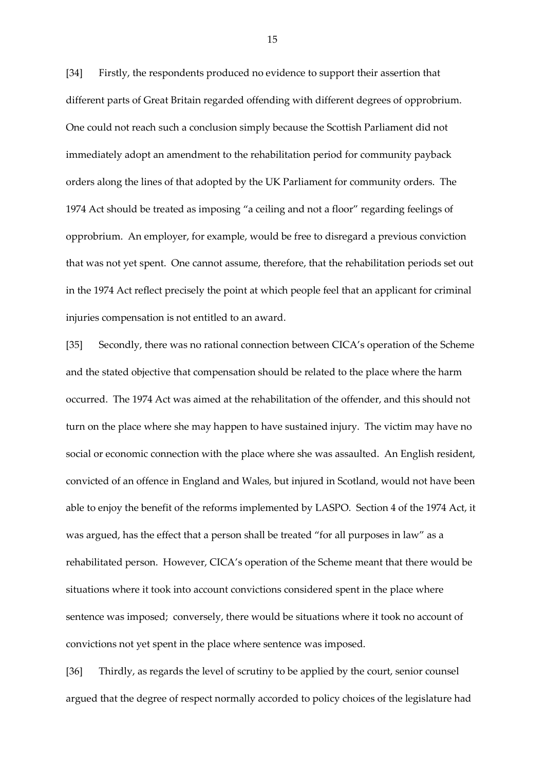[34] Firstly, the respondents produced no evidence to support their assertion that different parts of Great Britain regarded offending with different degrees of opprobrium. One could not reach such a conclusion simply because the Scottish Parliament did not immediately adopt an amendment to the rehabilitation period for community payback orders along the lines of that adopted by the UK Parliament for community orders. The 1974 Act should be treated as imposing "a ceiling and not a floor" regarding feelings of opprobrium. An employer, for example, would be free to disregard a previous conviction that was not yet spent. One cannot assume, therefore, that the rehabilitation periods set out in the 1974 Act reflect precisely the point at which people feel that an applicant for criminal injuries compensation is not entitled to an award.

[35] Secondly, there was no rational connection between CICA's operation of the Scheme and the stated objective that compensation should be related to the place where the harm occurred. The 1974 Act was aimed at the rehabilitation of the offender, and this should not turn on the place where she may happen to have sustained injury. The victim may have no social or economic connection with the place where she was assaulted. An English resident, convicted of an offence in England and Wales, but injured in Scotland, would not have been able to enjoy the benefit of the reforms implemented by LASPO. Section 4 of the 1974 Act, it was argued, has the effect that a person shall be treated "for all purposes in law" as a rehabilitated person. However, CICA's operation of the Scheme meant that there would be situations where it took into account convictions considered spent in the place where sentence was imposed; conversely, there would be situations where it took no account of convictions not yet spent in the place where sentence was imposed.

[36] Thirdly, as regards the level of scrutiny to be applied by the court, senior counsel argued that the degree of respect normally accorded to policy choices of the legislature had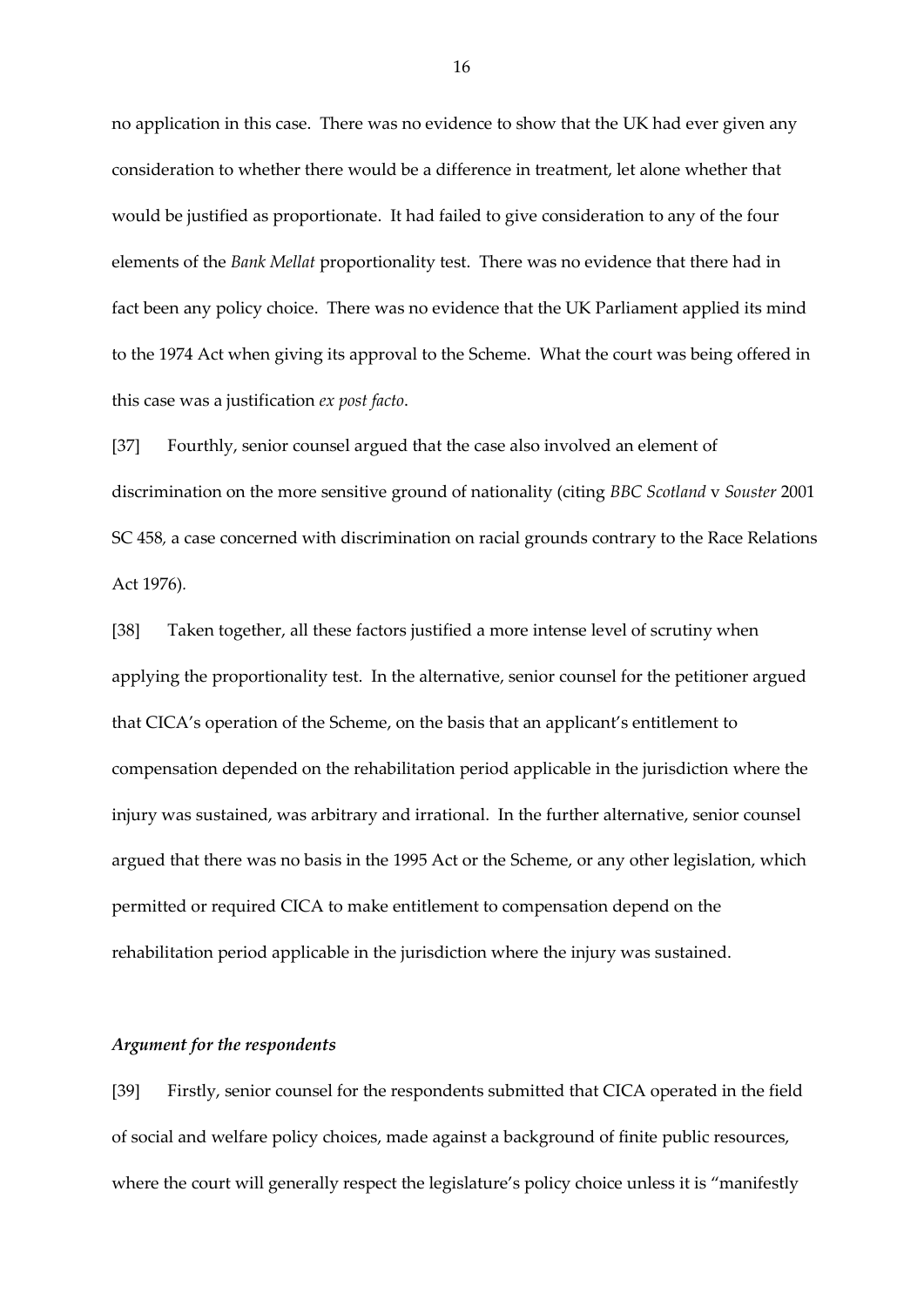no application in this case. There was no evidence to show that the UK had ever given any consideration to whether there would be a difference in treatment, let alone whether that would be justified as proportionate. It had failed to give consideration to any of the four elements of the *Bank Mellat* proportionality test. There was no evidence that there had in fact been any policy choice. There was no evidence that the UK Parliament applied its mind to the 1974 Act when giving its approval to the Scheme. What the court was being offered in this case was a justification *ex post facto*.

[37] Fourthly, senior counsel argued that the case also involved an element of discrimination on the more sensitive ground of nationality (citing *BBC Scotland* v *Souster* 2001 SC 458, a case concerned with discrimination on racial grounds contrary to the Race Relations Act 1976).

[38] Taken together, all these factors justified a more intense level of scrutiny when applying the proportionality test. In the alternative, senior counsel for the petitioner argued that CICA's operation of the Scheme, on the basis that an applicant's entitlement to compensation depended on the rehabilitation period applicable in the jurisdiction where the injury was sustained, was arbitrary and irrational. In the further alternative, senior counsel argued that there was no basis in the 1995 Act or the Scheme, or any other legislation, which permitted or required CICA to make entitlement to compensation depend on the rehabilitation period applicable in the jurisdiction where the injury was sustained.

### *Argument for the respondents*

[39] Firstly, senior counsel for the respondents submitted that CICA operated in the field of social and welfare policy choices, made against a background of finite public resources, where the court will generally respect the legislature's policy choice unless it is "manifestly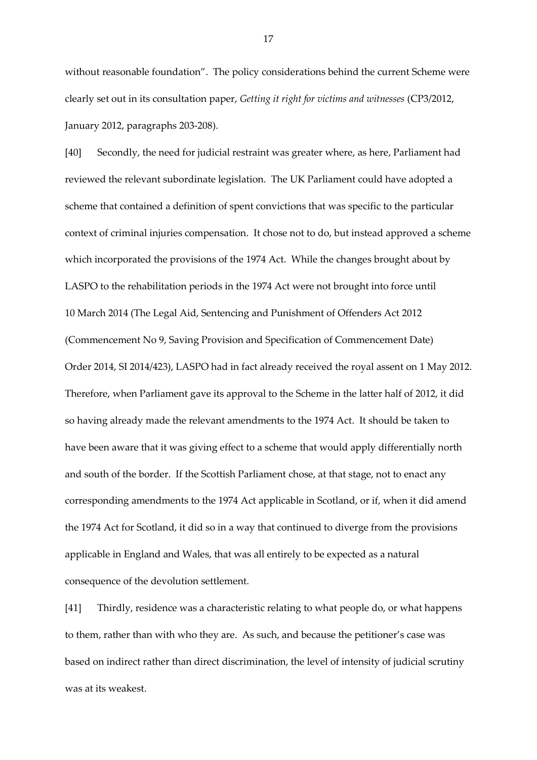without reasonable foundation". The policy considerations behind the current Scheme were clearly set out in its consultation paper, *Getting it right for victims and witnesses* (CP3/2012, January 2012, paragraphs 203-208).

[40] Secondly, the need for judicial restraint was greater where, as here, Parliament had reviewed the relevant subordinate legislation. The UK Parliament could have adopted a scheme that contained a definition of spent convictions that was specific to the particular context of criminal injuries compensation. It chose not to do, but instead approved a scheme which incorporated the provisions of the 1974 Act. While the changes brought about by LASPO to the rehabilitation periods in the 1974 Act were not brought into force until 10 March 2014 (The Legal Aid, Sentencing and Punishment of Offenders Act 2012 (Commencement No 9, Saving Provision and Specification of Commencement Date) Order 2014, SI 2014/423), LASPO had in fact already received the royal assent on 1 May 2012. Therefore, when Parliament gave its approval to the Scheme in the latter half of 2012, it did so having already made the relevant amendments to the 1974 Act. It should be taken to have been aware that it was giving effect to a scheme that would apply differentially north and south of the border. If the Scottish Parliament chose, at that stage, not to enact any corresponding amendments to the 1974 Act applicable in Scotland, or if, when it did amend the 1974 Act for Scotland, it did so in a way that continued to diverge from the provisions applicable in England and Wales, that was all entirely to be expected as a natural consequence of the devolution settlement.

[41] Thirdly, residence was a characteristic relating to what people do, or what happens to them, rather than with who they are. As such, and because the petitioner's case was based on indirect rather than direct discrimination, the level of intensity of judicial scrutiny was at its weakest.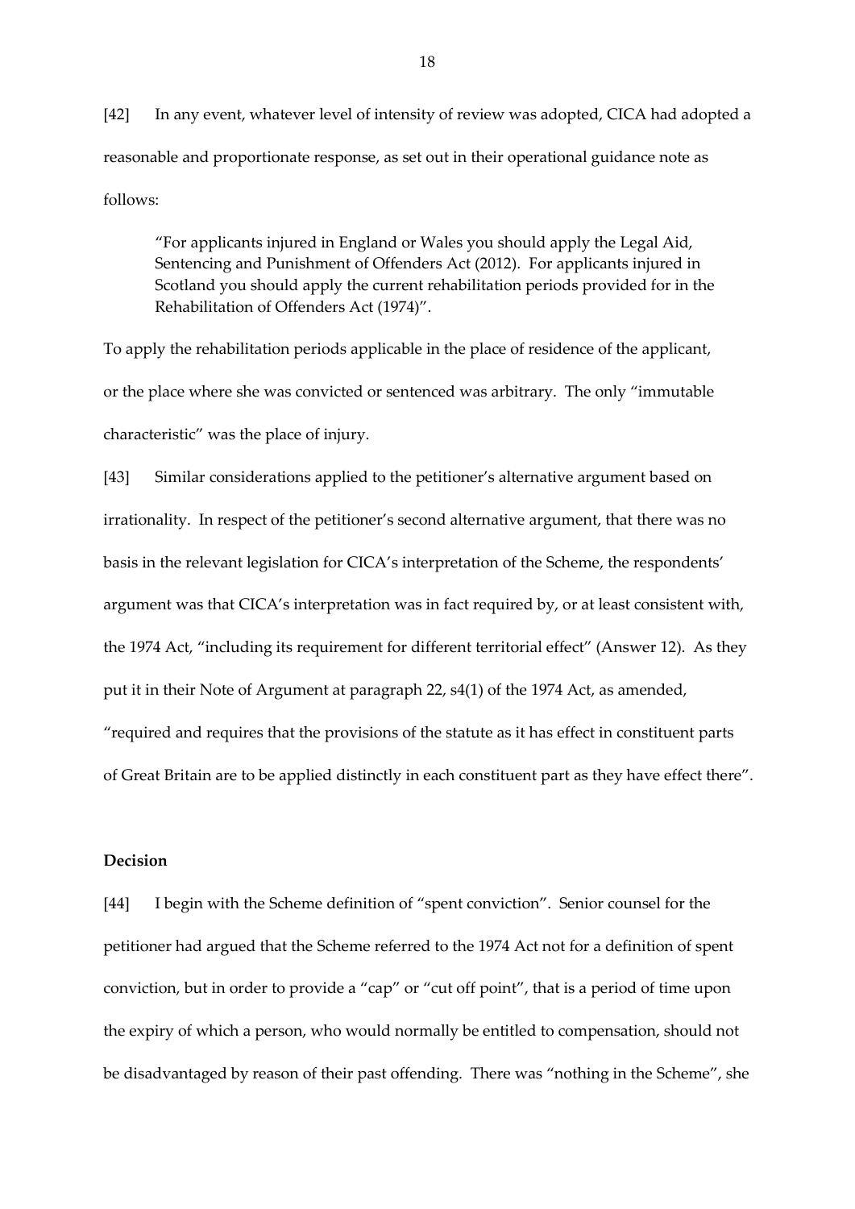[42] In any event, whatever level of intensity of review was adopted, CICA had adopted a reasonable and proportionate response, as set out in their operational guidance note as follows:

> "For applicants injured in England or Wales you should apply the Legal Aid, Sentencing and Punishment of Offenders Act (2012). For applicants injured in Scotland you should apply the current rehabilitation periods provided for in the Rehabilitation of Offenders Act (1974)".

To apply the rehabilitation periods applicable in the place of residence of the applicant, or the place where she was convicted or sentenced was arbitrary. The only "immutable characteristic" was the place of injury.

[43] Similar considerations applied to the petitioner's alternative argument based on irrationality. In respect of the petitioner's second alternative argument, that there was no basis in the relevant legislation for CICA's interpretation of the Scheme, the respondents' argument was that CICA's interpretation was in fact required by, or at least consistent with, the 1974 Act, "including its requirement for different territorial effect" (Answer 12). As they put it in their Note of Argument at paragraph 22, s4(1) of the 1974 Act, as amended, "required and requires that the provisions of the statute as it has effect in constituent parts of Great Britain are to be applied distinctly in each constituent part as they have effect there".

**Decision**

[44] I begin with the Scheme definition of "spent conviction". Senior counsel for the petitioner had argued that the Scheme referred to the 1974 Act not for a definition of spent conviction, but in order to provide a "cap" or "cut off point", that is a period of time upon the expiry of which a person, who would normally be entitled to compensation, should not be disadvantaged by reason of their past offending. There was "nothing in the Scheme", she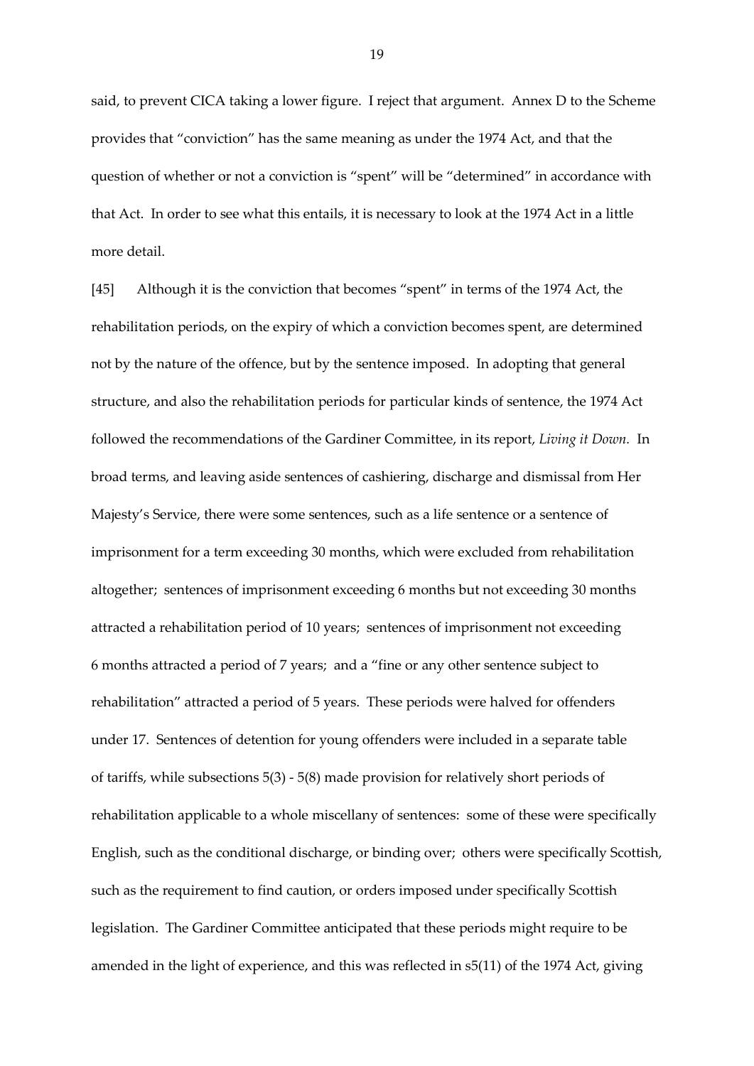said, to prevent CICA taking a lower figure. I reject that argument. Annex D to the Scheme provides that "conviction" has the same meaning as under the 1974 Act, and that the question of whether or not a conviction is "spent" will be "determined" in accordance with that Act. In order to see what this entails, it is necessary to look at the 1974 Act in a little more detail.

[45] Although it is the conviction that becomes "spent" in terms of the 1974 Act, the rehabilitation periods, on the expiry of which a conviction becomes spent, are determined not by the nature of the offence, but by the sentence imposed. In adopting that general structure, and also the rehabilitation periods for particular kinds of sentence, the 1974 Act followed the recommendations of the Gardiner Committee, in its report, *Living it Down.* In broad terms, and leaving aside sentences of cashiering, discharge and dismissal from Her Majesty's Service, there were some sentences, such as a life sentence or a sentence of imprisonment for a term exceeding 30 months, which were excluded from rehabilitation altogether; sentences of imprisonment exceeding 6 months but not exceeding 30 months attracted a rehabilitation period of 10 years; sentences of imprisonment not exceeding 6 months attracted a period of 7 years; and a "fine or any other sentence subject to rehabilitation" attracted a period of 5 years. These periods were halved for offenders under 17. Sentences of detention for young offenders were included in a separate table of tariffs, while subsections 5(3) - 5(8) made provision for relatively short periods of rehabilitation applicable to a whole miscellany of sentences: some of these were specifically English, such as the conditional discharge, or binding over; others were specifically Scottish, such as the requirement to find caution, or orders imposed under specifically Scottish legislation. The Gardiner Committee anticipated that these periods might require to be amended in the light of experience, and this was reflected in s5(11) of the 1974 Act, giving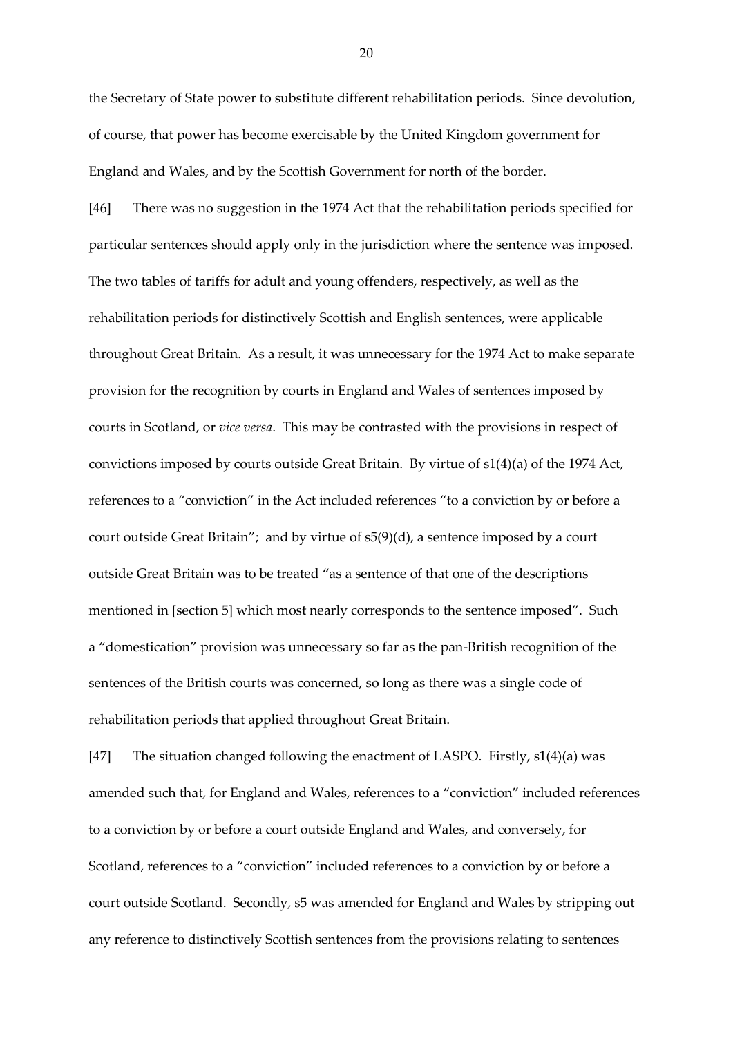the Secretary of State power to substitute different rehabilitation periods. Since devolution, of course, that power has become exercisable by the United Kingdom government for England and Wales, and by the Scottish Government for north of the border.

[46] There was no suggestion in the 1974 Act that the rehabilitation periods specified for particular sentences should apply only in the jurisdiction where the sentence was imposed. The two tables of tariffs for adult and young offenders, respectively, as well as the rehabilitation periods for distinctively Scottish and English sentences, were applicable throughout Great Britain. As a result, it was unnecessary for the 1974 Act to make separate provision for the recognition by courts in England and Wales of sentences imposed by courts in Scotland, or *vice versa*. This may be contrasted with the provisions in respect of convictions imposed by courts outside Great Britain. By virtue of s1(4)(a) of the 1974 Act, references to a "conviction" in the Act included references "to a conviction by or before a court outside Great Britain"; and by virtue of s5(9)(d), a sentence imposed by a court outside Great Britain was to be treated "as a sentence of that one of the descriptions mentioned in [section 5] which most nearly corresponds to the sentence imposed". Such a "domestication" provision was unnecessary so far as the pan-British recognition of the sentences of the British courts was concerned, so long as there was a single code of rehabilitation periods that applied throughout Great Britain.

[47] The situation changed following the enactment of LASPO. Firstly, s1(4)(a) was amended such that, for England and Wales, references to a "conviction" included references to a conviction by or before a court outside England and Wales, and conversely, for Scotland, references to a "conviction" included references to a conviction by or before a court outside Scotland. Secondly, s5 was amended for England and Wales by stripping out any reference to distinctively Scottish sentences from the provisions relating to sentences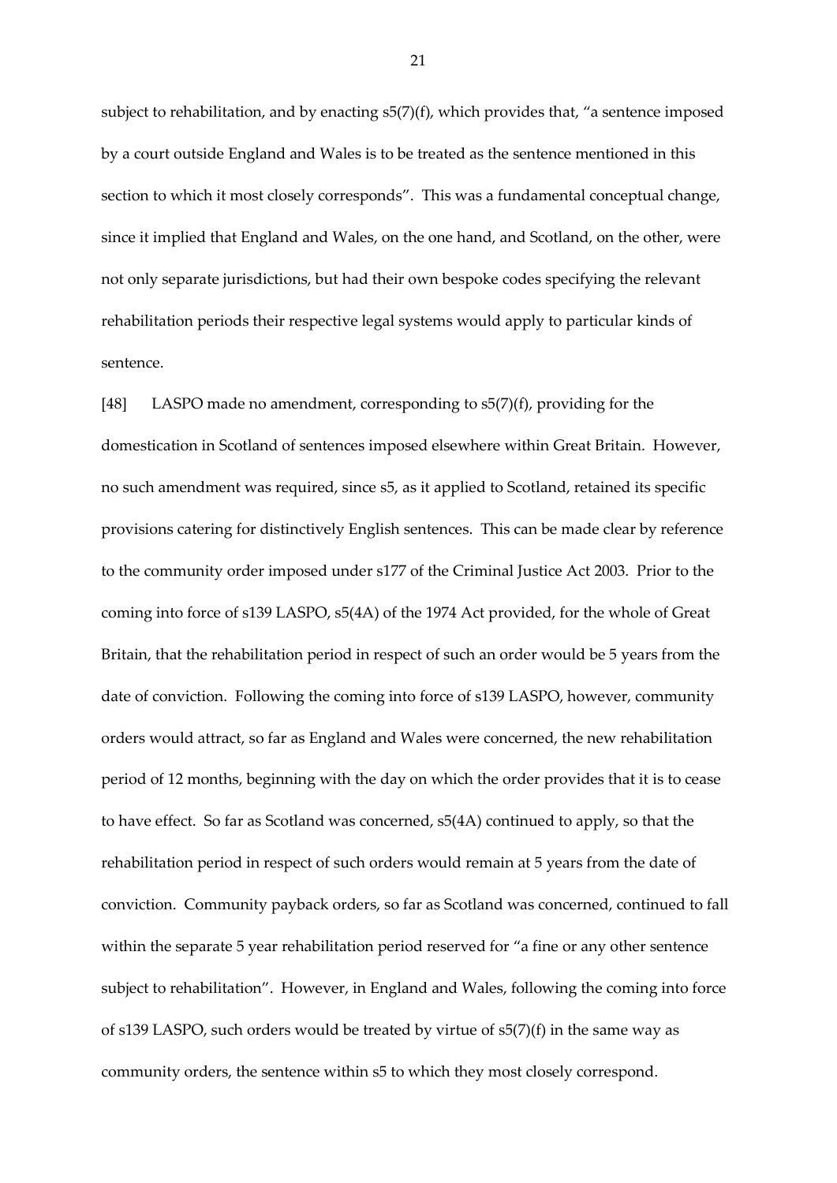subject to rehabilitation, and by enacting s5(7)(f), which provides that, "a sentence imposed by a court outside England and Wales is to be treated as the sentence mentioned in this section to which it most closely corresponds". This was a fundamental conceptual change, since it implied that England and Wales, on the one hand, and Scotland, on the other, were not only separate jurisdictions, but had their own bespoke codes specifying the relevant rehabilitation periods their respective legal systems would apply to particular kinds of sentence.

[48] LASPO made no amendment, corresponding to s5(7)(f), providing for the domestication in Scotland of sentences imposed elsewhere within Great Britain. However, no such amendment was required, since s5, as it applied to Scotland, retained its specific provisions catering for distinctively English sentences. This can be made clear by reference to the community order imposed under s177 of the Criminal Justice Act 2003. Prior to the coming into force of s139 LASPO, s5(4A) of the 1974 Act provided, for the whole of Great Britain, that the rehabilitation period in respect of such an order would be 5 years from the date of conviction. Following the coming into force of s139 LASPO, however, community orders would attract, so far as England and Wales were concerned, the new rehabilitation period of 12 months, beginning with the day on which the order provides that it is to cease to have effect. So far as Scotland was concerned, s5(4A) continued to apply, so that the rehabilitation period in respect of such orders would remain at 5 years from the date of conviction. Community payback orders, so far as Scotland was concerned, continued to fall within the separate 5 year rehabilitation period reserved for "a fine or any other sentence subject to rehabilitation". However, in England and Wales, following the coming into force of s139 LASPO, such orders would be treated by virtue of s5(7)(f) in the same way as community orders, the sentence within s5 to which they most closely correspond.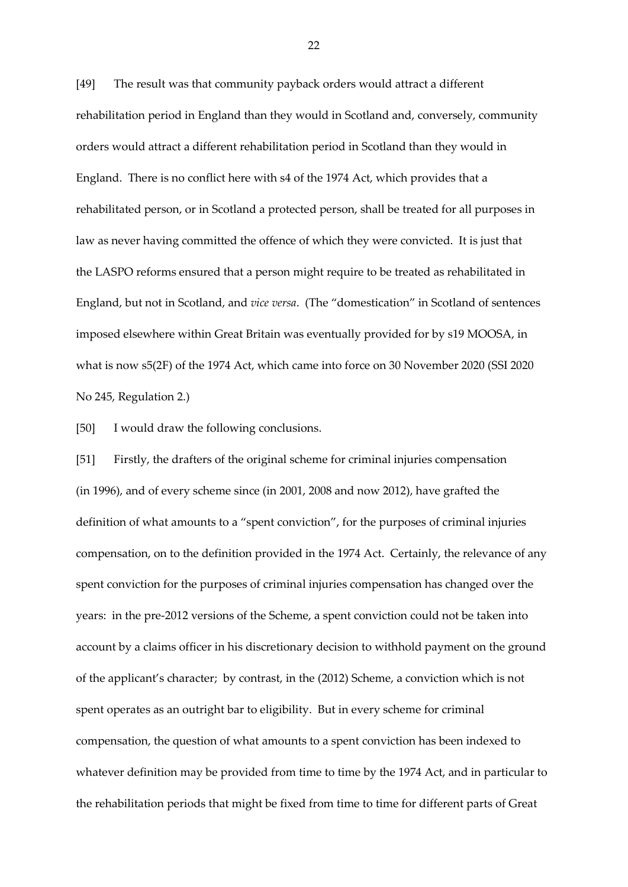[49] The result was that community payback orders would attract a different rehabilitation period in England than they would in Scotland and, conversely, community orders would attract a different rehabilitation period in Scotland than they would in England. There is no conflict here with s4 of the 1974 Act, which provides that a rehabilitated person, or in Scotland a protected person, shall be treated for all purposes in law as never having committed the offence of which they were convicted. It is just that the LASPO reforms ensured that a person might require to be treated as rehabilitated in England, but not in Scotland, and *vice versa*. (The "domestication" in Scotland of sentences imposed elsewhere within Great Britain was eventually provided for by s19 MOOSA, in what is now s5(2F) of the 1974 Act, which came into force on 30 November 2020 (SSI 2020 No 245, Regulation 2.)

[50] I would draw the following conclusions.

[51] Firstly, the drafters of the original scheme for criminal injuries compensation (in 1996), and of every scheme since (in 2001, 2008 and now 2012), have grafted the definition of what amounts to a "spent conviction", for the purposes of criminal injuries compensation, on to the definition provided in the 1974 Act. Certainly, the relevance of any spent conviction for the purposes of criminal injuries compensation has changed over the years: in the pre-2012 versions of the Scheme, a spent conviction could not be taken into account by a claims officer in his discretionary decision to withhold payment on the ground of the applicant's character; by contrast, in the (2012) Scheme, a conviction which is not spent operates as an outright bar to eligibility. But in every scheme for criminal compensation, the question of what amounts to a spent conviction has been indexed to whatever definition may be provided from time to time by the 1974 Act, and in particular to the rehabilitation periods that might be fixed from time to time for different parts of Great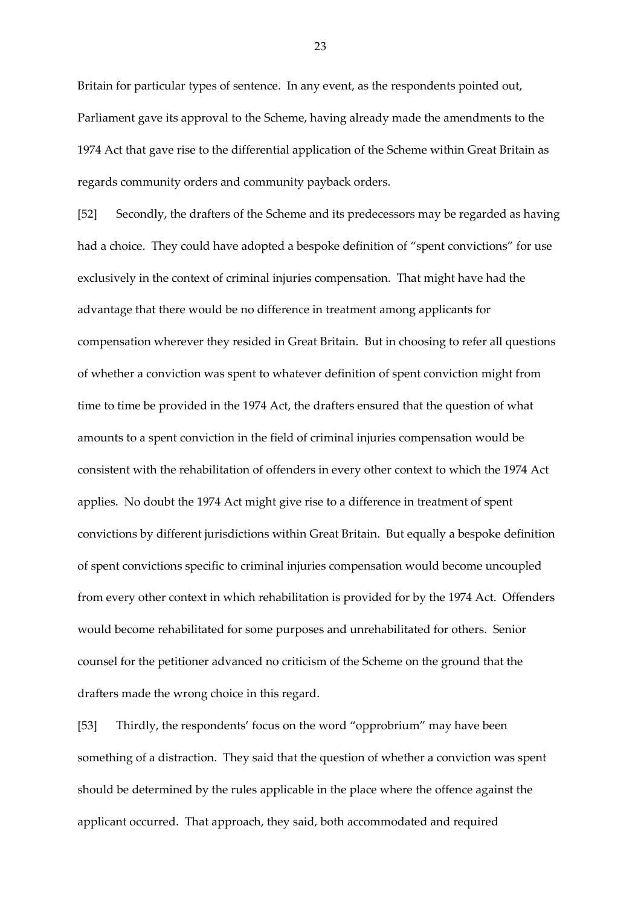Britain for particular types of sentence. In any event, as the respondents pointed out, Parliament gave its approval to the Scheme, having already made the amendments to the 1974 Act that gave rise to the differential application of the Scheme within Great Britain as regards community orders and community payback orders.

[52] Secondly, the drafters of the Scheme and its predecessors may be regarded as having had a choice. They could have adopted a bespoke definition of "spent convictions" for use exclusively in the context of criminal injuries compensation. That might have had the advantage that there would be no difference in treatment among applicants for compensation wherever they resided in Great Britain. But in choosing to refer all questions of whether a conviction was spent to whatever definition of spent conviction might from time to time be provided in the 1974 Act, the drafters ensured that the question of what amounts to a spent conviction in the field of criminal injuries compensation would be consistent with the rehabilitation of offenders in every other context to which the 1974 Act applies. No doubt the 1974 Act might give rise to a difference in treatment of spent convictions by different jurisdictions within Great Britain. But equally a bespoke definition of spent convictions specific to criminal injuries compensation would become uncoupled from every other context in which rehabilitation is provided for by the 1974 Act. Offenders would become rehabilitated for some purposes and unrehabilitated for others. Senior counsel for the petitioner advanced no criticism of the Scheme on the ground that the drafters made the wrong choice in this regard.

[53] Thirdly, the respondents' focus on the word "opprobrium" may have been something of a distraction. They said that the question of whether a conviction was spent should be determined by the rules applicable in the place where the offence against the applicant occurred. That approach, they said, both accommodated and required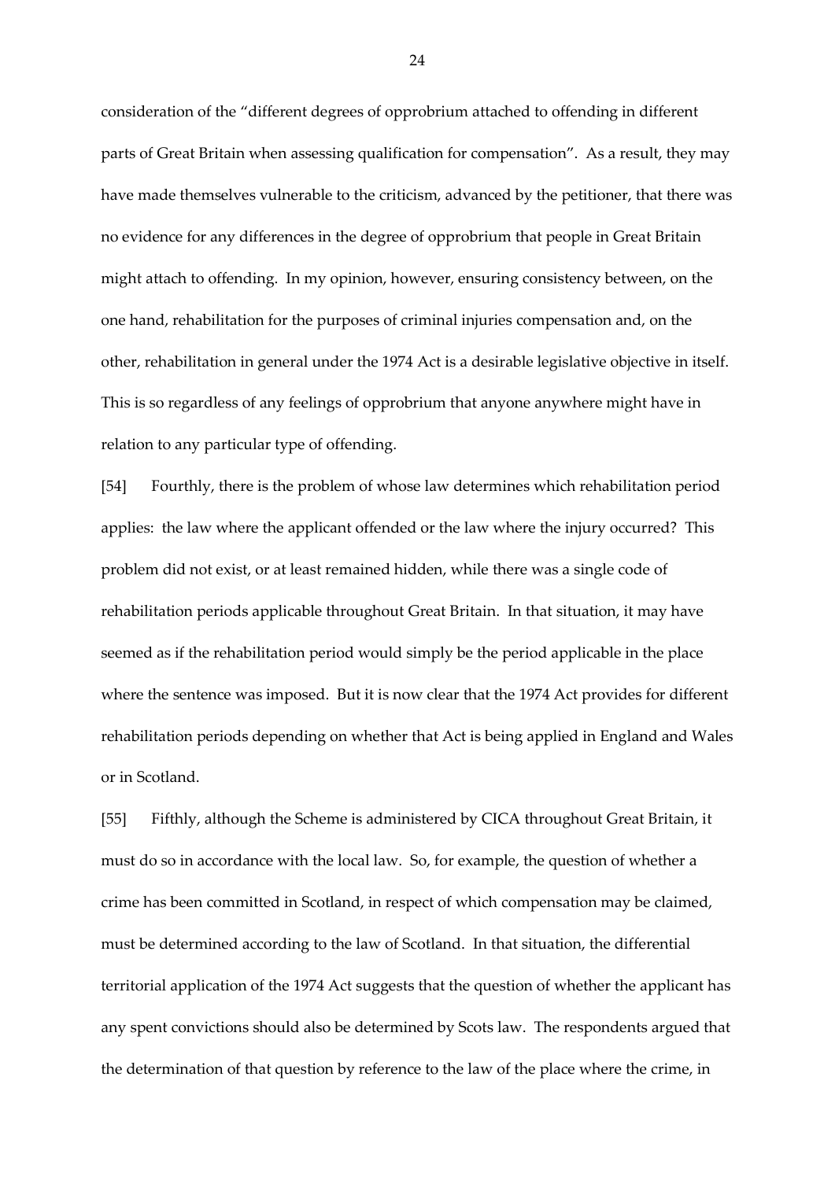consideration of the "different degrees of opprobrium attached to offending in different parts of Great Britain when assessing qualification for compensation". As a result, they may have made themselves vulnerable to the criticism, advanced by the petitioner, that there was no evidence for any differences in the degree of opprobrium that people in Great Britain might attach to offending. In my opinion, however, ensuring consistency between, on the one hand, rehabilitation for the purposes of criminal injuries compensation and, on the other, rehabilitation in general under the 1974 Act is a desirable legislative objective in itself. This is so regardless of any feelings of opprobrium that anyone anywhere might have in relation to any particular type of offending.

[54] Fourthly, there is the problem of whose law determines which rehabilitation period applies: the law where the applicant offended or the law where the injury occurred? This problem did not exist, or at least remained hidden, while there was a single code of rehabilitation periods applicable throughout Great Britain. In that situation, it may have seemed as if the rehabilitation period would simply be the period applicable in the place where the sentence was imposed. But it is now clear that the 1974 Act provides for different rehabilitation periods depending on whether that Act is being applied in England and Wales or in Scotland.

[55] Fifthly, although the Scheme is administered by CICA throughout Great Britain, it must do so in accordance with the local law. So, for example, the question of whether a crime has been committed in Scotland, in respect of which compensation may be claimed, must be determined according to the law of Scotland. In that situation, the differential territorial application of the 1974 Act suggests that the question of whether the applicant has any spent convictions should also be determined by Scots law. The respondents argued that the determination of that question by reference to the law of the place where the crime, in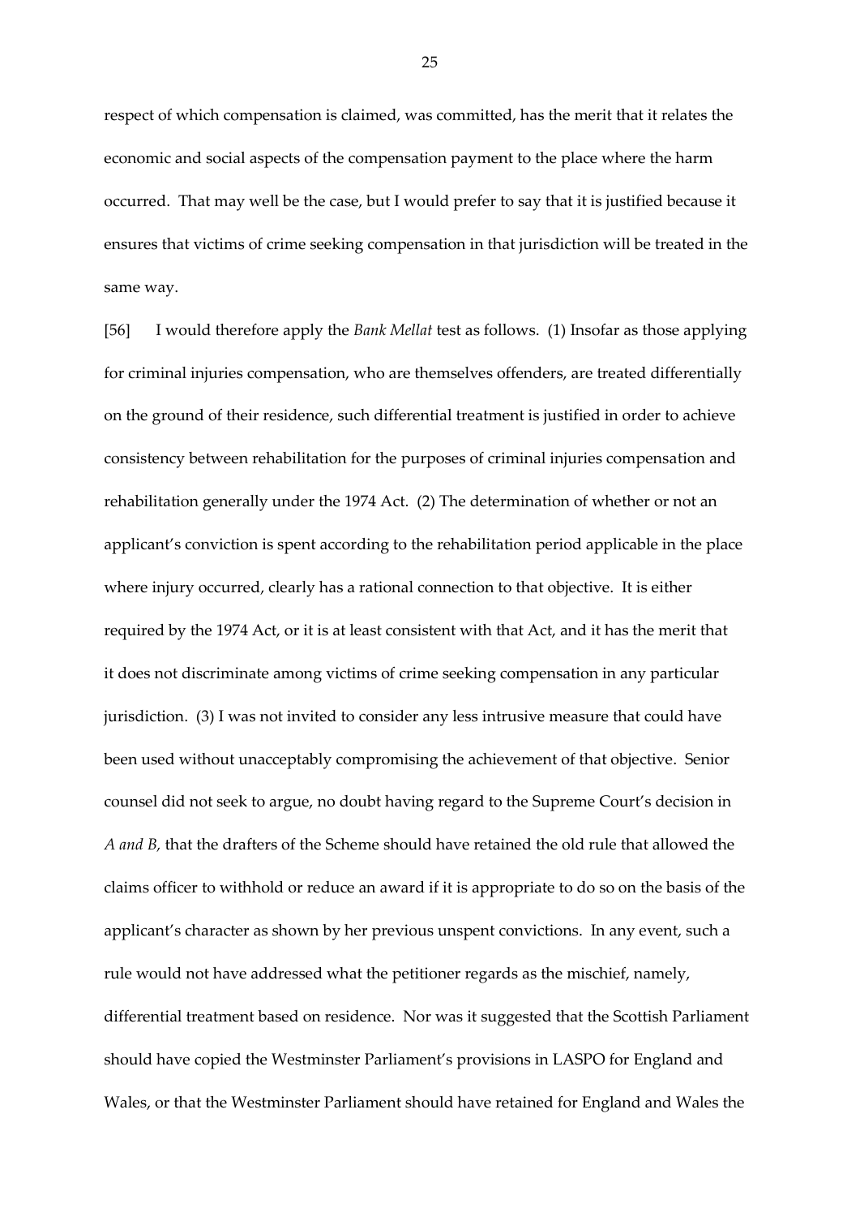respect of which compensation is claimed, was committed, has the merit that it relates the economic and social aspects of the compensation payment to the place where the harm occurred. That may well be the case, but I would prefer to say that it is justified because it ensures that victims of crime seeking compensation in that jurisdiction will be treated in the same way.

[56] I would therefore apply the *Bank Mellat* test as follows. (1) Insofar as those applying for criminal injuries compensation, who are themselves offenders, are treated differentially on the ground of their residence, such differential treatment is justified in order to achieve consistency between rehabilitation for the purposes of criminal injuries compensation and rehabilitation generally under the 1974 Act. (2) The determination of whether or not an applicant's conviction is spent according to the rehabilitation period applicable in the place where injury occurred, clearly has a rational connection to that objective. It is either required by the 1974 Act, or it is at least consistent with that Act, and it has the merit that it does not discriminate among victims of crime seeking compensation in any particular jurisdiction. (3) I was not invited to consider any less intrusive measure that could have been used without unacceptably compromising the achievement of that objective. Senior counsel did not seek to argue, no doubt having regard to the Supreme Court's decision in *A and B,* that the drafters of the Scheme should have retained the old rule that allowed the claims officer to withhold or reduce an award if it is appropriate to do so on the basis of the applicant's character as shown by her previous unspent convictions. In any event, such a rule would not have addressed what the petitioner regards as the mischief, namely, differential treatment based on residence. Nor was it suggested that the Scottish Parliament should have copied the Westminster Parliament's provisions in LASPO for England and Wales, or that the Westminster Parliament should have retained for England and Wales the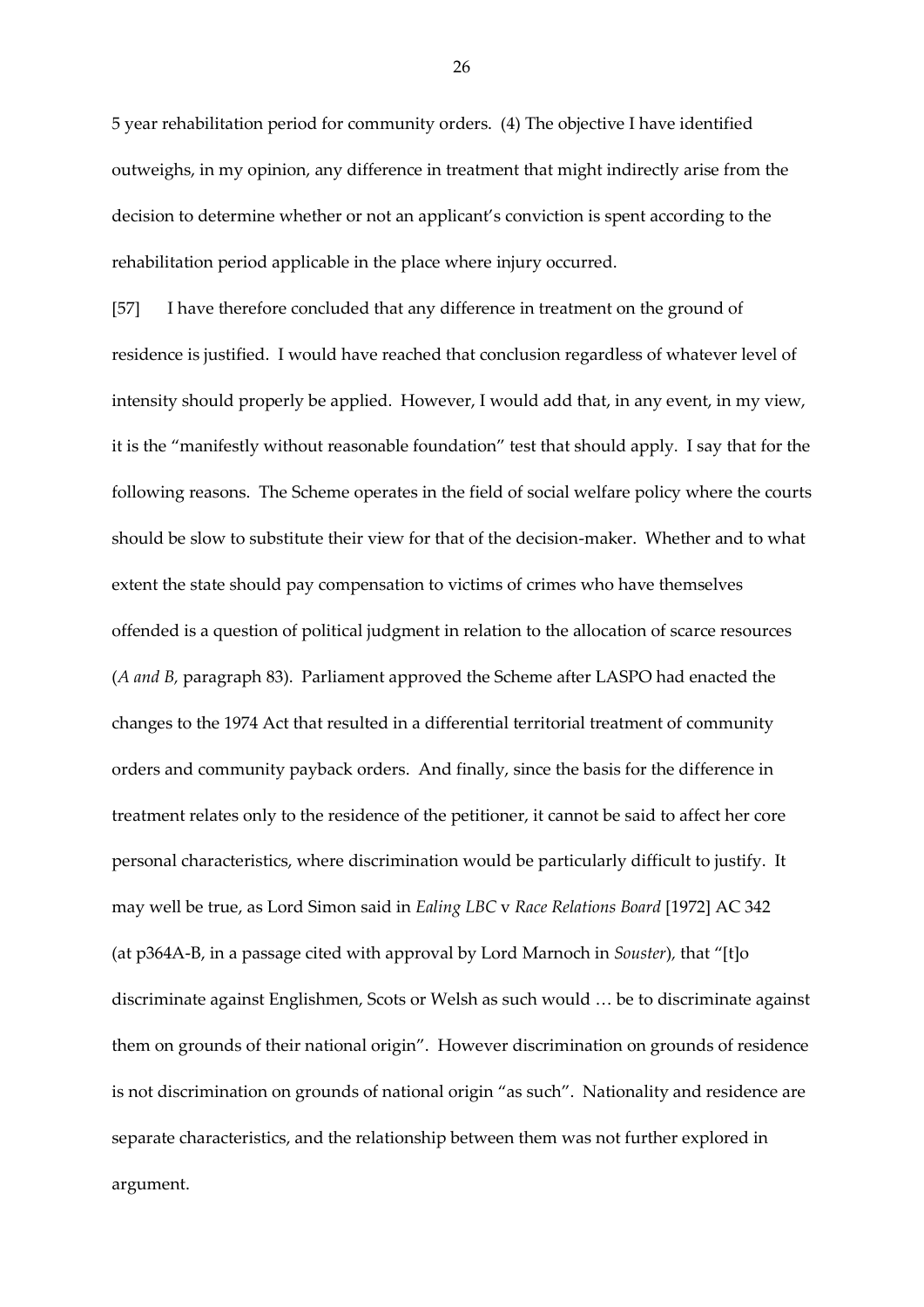5 year rehabilitation period for community orders. (4) The objective I have identified outweighs, in my opinion, any difference in treatment that might indirectly arise from the decision to determine whether or not an applicant's conviction is spent according to the rehabilitation period applicable in the place where injury occurred.

[57] I have therefore concluded that any difference in treatment on the ground of residence is justified. I would have reached that conclusion regardless of whatever level of intensity should properly be applied. However, I would add that, in any event, in my view, it is the "manifestly without reasonable foundation" test that should apply. I say that for the following reasons. The Scheme operates in the field of social welfare policy where the courts should be slow to substitute their view for that of the decision-maker. Whether and to what extent the state should pay compensation to victims of crimes who have themselves offended is a question of political judgment in relation to the allocation of scarce resources (*A and B,* paragraph 83). Parliament approved the Scheme after LASPO had enacted the changes to the 1974 Act that resulted in a differential territorial treatment of community orders and community payback orders. And finally, since the basis for the difference in treatment relates only to the residence of the petitioner, it cannot be said to affect her core personal characteristics, where discrimination would be particularly difficult to justify. It may well be true, as Lord Simon said in *Ealing LBC* v *Race Relations Board* [1972] AC 342 (at p364A-B, in a passage cited with approval by Lord Marnoch in *Souster*), that "[t]o discriminate against Englishmen, Scots or Welsh as such would … be to discriminate against them on grounds of their national origin". However discrimination on grounds of residence is not discrimination on grounds of national origin "as such". Nationality and residence are separate characteristics, and the relationship between them was not further explored in argument.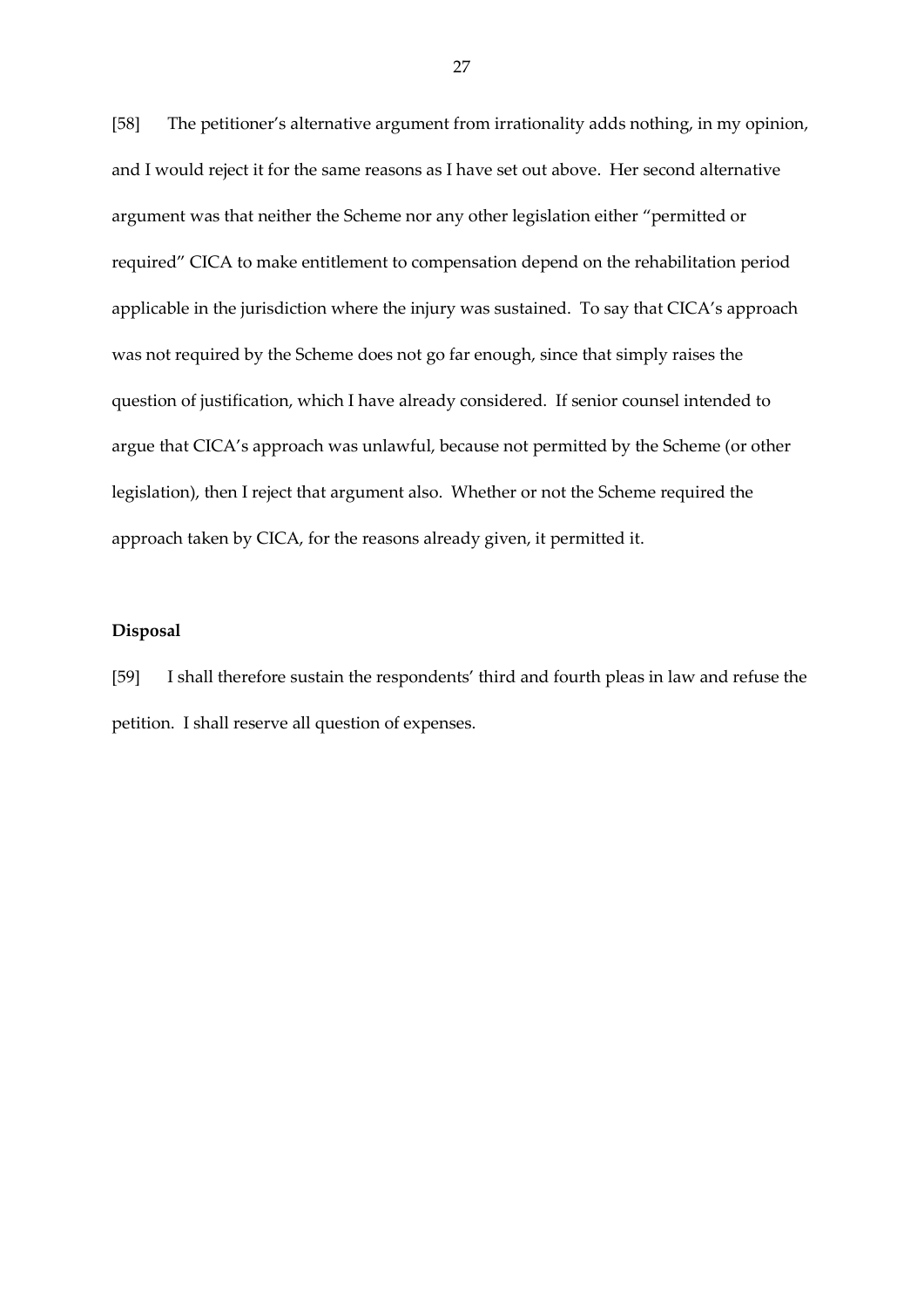[58] The petitioner's alternative argument from irrationality adds nothing, in my opinion, and I would reject it for the same reasons as I have set out above. Her second alternative argument was that neither the Scheme nor any other legislation either "permitted or required" CICA to make entitlement to compensation depend on the rehabilitation period applicable in the jurisdiction where the injury was sustained. To say that CICA's approach was not required by the Scheme does not go far enough, since that simply raises the question of justification, which I have already considered. If senior counsel intended to argue that CICA's approach was unlawful, because not permitted by the Scheme (or other legislation), then I reject that argument also. Whether or not the Scheme required the approach taken by CICA, for the reasons already given, it permitted it.

**Disposal**

[59] I shall therefore sustain the respondents' third and fourth pleas in law and refuse the petition. I shall reserve all question of expenses.